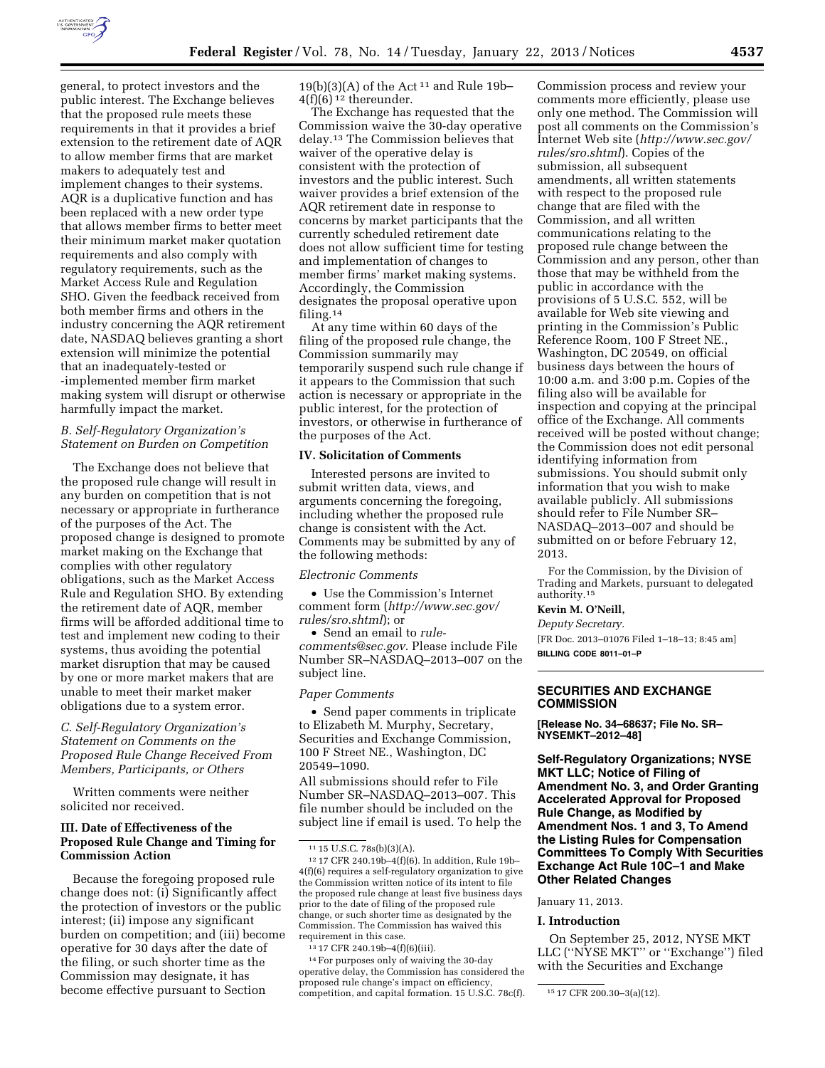general, to protect investors and the public interest. The Exchange believes that the proposed rule meets these requirements in that it provides a brief extension to the retirement date of AQR to allow member firms that are market makers to adequately test and implement changes to their systems. AQR is a duplicative function and has been replaced with a new order type that allows member firms to better meet their minimum market maker quotation requirements and also comply with regulatory requirements, such as the Market Access Rule and Regulation SHO. Given the feedback received from both member firms and others in the industry concerning the AQR retirement date, NASDAQ believes granting a short extension will minimize the potential that an inadequately-tested or -implemented member firm market making system will disrupt or otherwise harmfully impact the market.

### B. Self-Regulatory Organization's Statement on Burden on Competition

The Exchange does not believe that the proposed rule change will result in any burden on competition that is not necessary or appropriate in furtherance of the purposes of the Act. The proposed change is designed to promote market making on the Exchange that complies with other regulatory obligations, such as the Market Access Rule and Regulation SHO. By extending the retirement date of AQR, member firms will be afforded additional time to test and implement new coding to their systems, thus avoiding the potential market disruption that may be caused by one or more market makers that are unable to meet their market maker obligations due to a system error.

### C. Self-Regulatory Organization's Statement on Comments on the Proposed Rule Change Received From Members, Participants, or Others

Written comments were neither solicited nor received.

## III. Date of Effectiveness of the Proposed Rule Change and Timing for Commission Action

Because the foregoing proposed rule change does not: (i) Significantly affect the protection of investors or the public interest; (ii) impose any significant burden on competition; and (iii) become operative for 30 days after the date of the filing, or such shorter time as the Commission may designate, it has become effective pursuant to Section 19(b)(3)(A) of the Act [11] and Rule 19b–4(f)(6) [12] thereunder.

The Exchange has requested that the Commission waive the 30-day operative delay.[13] The Commission believes that waiver of the operative delay is consistent with the protection of investors and the public interest. Such waiver provides a brief extension of the AQR retirement date in response to concerns by market participants that the currently scheduled retirement date does not allow sufficient time for testing and implementation of changes to member firms' market making systems. Accordingly, the Commission designates the proposal operative upon filing.[14]

At any time within 60 days of the filing of the proposed rule change, the Commission summarily may temporarily suspend such rule change if it appears to the Commission that such action is necessary or appropriate in the public interest, for the protection of investors, or otherwise in furtherance of the purposes of the Act.

## IV. Solicitation of Comments

Interested persons are invited to submit written data, views, and arguments concerning the foregoing, including whether the proposed rule change is consistent with the Act. Comments may be submitted by any of the following methods:

*Electronic Comments*

- Use the Commission's Internet comment form (*http://www.sec.gov/rules/sro.shtml*); or
- Send an email to *rule-comments@sec.gov*. Please include File Number SR–NASDAQ–2013–007 on the subject line.

*Paper Comments*

- Send paper comments in triplicate to Elizabeth M. Murphy, Secretary, Securities and Exchange Commission, 100 F Street NE., Washington, DC 20549–1090.

All submissions should refer to File Number SR–NASDAQ–2013–007. This file number should be included on the subject line if email is used. To help the Commission process and review your comments more efficiently, please use only one method. The Commission will post all comments on the Commission's Internet Web site (*http://www.sec.gov/rules/sro.shtml*). Copies of the submission, all subsequent amendments, all written statements with respect to the proposed rule change that are filed with the Commission, and all written communications relating to the proposed rule change between the Commission and any person, other than those that may be withheld from the public in accordance with the provisions of 5 U.S.C. 552, will be available for Web site viewing and printing in the Commission's Public Reference Room, 100 F Street NE., Washington, DC 20549, on official business days between the hours of 10:00 a.m. and 3:00 p.m. Copies of the filing also will be available for inspection and copying at the principal office of the Exchange. All comments received will be posted without change; the Commission does not edit personal identifying information from submissions. You should submit only information that you wish to make available publicly. All submissions should refer to File Number SR–NASDAQ–2013–007 and should be submitted on or before February 12, 2013.

For the Commission, by the Division of Trading and Markets, pursuant to delegated authority.[15]

**Kevin M. O'Neill,**

*Deputy Secretary.*

[FR Doc. 2013–01076 Filed 1–18–13; 8:45 am]

**BILLING CODE 8011–01–P**

---

[11] 15 U.S.C. 78s(b)(3)(A).

[12] 17 CFR 240.19b–4(f)(6). In addition, Rule 19b–4(f)(6) requires a self-regulatory organization to give the Commission written notice of its intent to file the proposed rule change at least five business days prior to the date of filing of the proposed rule change, or such shorter time as designated by the Commission. The Commission has waived this requirement in this case.

[13] 17 CFR 240.19b–4(f)(6)(iii).

[14] For purposes only of waiving the 30-day operative delay, the Commission has considered the proposed rule change's impact on efficiency, competition, and capital formation. 15 U.S.C. 78c(f).

[15] 17 CFR 200.30–3(a)(12).

---

# SECURITIES AND EXCHANGE COMMISSION

**[Release No. 34–68637; File No. SR–NYSEMKT–2012–48]**

## Self-Regulatory Organizations; NYSE MKT LLC; Notice of Filing of Amendment No. 3, and Order Granting Accelerated Approval for Proposed Rule Change, as Modified by Amendment Nos. 1 and 3, To Amend the Listing Rules for Compensation Committees To Comply With Securities Exchange Act Rule 10C–1 and Make Other Related Changes

January 11, 2013.

## I. Introduction

On September 25, 2012, NYSE MKT LLC ("NYSE MKT" or "Exchange") filed with the Securities and Exchange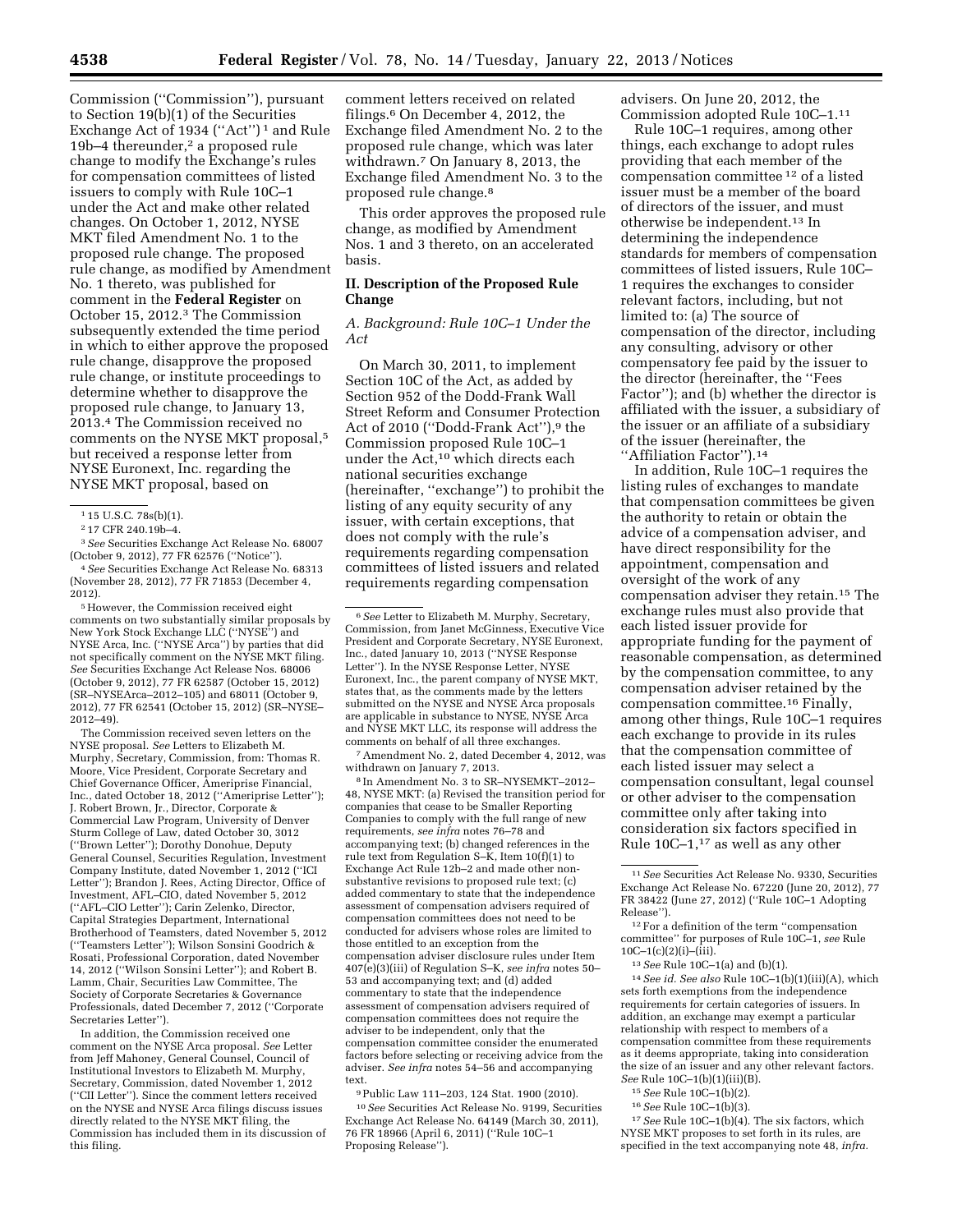Commission (''Commission''), pursuant to Section 19(b)(1) of the Securities Exchange Act of 1934 (''Act'') [1] and Rule 19b–4 thereunder,[2] a proposed rule change to modify the Exchange's rules for compensation committees of listed issuers to comply with Rule 10C–1 under the Act and make other related changes. On October 1, 2012, NYSE MKT filed Amendment No. 1 to the proposed rule change. The proposed rule change, as modified by Amendment No. 1 thereto, was published for comment in the **Federal Register** on October 15, 2012.[3] The Commission subsequently extended the time period in which to either approve the proposed rule change, disapprove the proposed rule change, or institute proceedings to determine whether to disapprove the proposed rule change, to January 13, 2013.[4] The Commission received no comments on the NYSE MKT proposal,[5] but received a response letter from NYSE Euronext, Inc. regarding the NYSE MKT proposal, based on comment letters received on related filings.[6] On December 4, 2012, the Exchange filed Amendment No. 2 to the proposed rule change, which was later withdrawn.[7] On January 8, 2013, the Exchange filed Amendment No. 3 to the proposed rule change.[8]

This order approves the proposed rule change, as modified by Amendment Nos. 1 and 3 thereto, on an accelerated basis.

## II. Description of the Proposed Rule Change

### *A. Background: Rule 10C–1 Under the Act*

On March 30, 2011, to implement Section 10C of the Act, as added by Section 952 of the Dodd-Frank Wall Street Reform and Consumer Protection Act of 2010 (''Dodd-Frank Act''),[9] the Commission proposed Rule 10C–1 under the Act,[10] which directs each national securities exchange (hereinafter, ''exchange'') to prohibit the listing of any equity security of any issuer, with certain exceptions, that does not comply with the rule's requirements regarding compensation committees of listed issuers and related requirements regarding compensation advisers. On June 20, 2012, the Commission adopted Rule 10C–1.[11]

Rule 10C–1 requires, among other things, each exchange to adopt rules providing that each member of the compensation committee [12] of a listed issuer must be a member of the board of directors of the issuer, and must otherwise be independent.[13] In determining the independence standards for members of compensation committees of listed issuers, Rule 10C–1 requires the exchanges to consider relevant factors, including, but not limited to: (a) The source of compensation of the director, including any consulting, advisory or other compensatory fee paid by the issuer to the director (hereinafter, the ''Fees Factor''); and (b) whether the director is affiliated with the issuer, a subsidiary of the issuer or an affiliate of a subsidiary of the issuer (hereinafter, the ''Affiliation Factor'').[14]

In addition, Rule 10C–1 requires the listing rules of exchanges to mandate that compensation committees be given the authority to retain or obtain the advice of a compensation adviser, and have direct responsibility for the appointment, compensation and oversight of the work of any compensation adviser they retain.[15] The exchange rules must also provide that each listed issuer provide for appropriate funding for the payment of reasonable compensation, as determined by the compensation committee, to any compensation adviser retained by the compensation committee.[16] Finally, among other things, Rule 10C–1 requires each exchange to provide in its rules that the compensation committee of each listed issuer may select a compensation consultant, legal counsel or other adviser to the compensation committee only after taking into consideration six factors specified in Rule 10C–1,[17] as well as any other

---

[1] 15 U.S.C. 78s(b)(1).

[2] 17 CFR 240.19b–4.

[3] *See* Securities Exchange Act Release No. 68007 (October 9, 2012), 77 FR 62576 (''Notice'').

[4] *See* Securities Exchange Act Release No. 68313 (November 28, 2012), 77 FR 71853 (December 4, 2012).

[5] However, the Commission received eight comments on two substantially similar proposals by New York Stock Exchange LLC (''NYSE'') and NYSE Arca, Inc. (''NYSE Arca'') by parties that did not specifically comment on the NYSE MKT filing. *See* Securities Exchange Act Release Nos. 68006 (October 9, 2012), 77 FR 62587 (October 15, 2012) (SR–NYSEArca–2012–105) and 68011 (October 9, 2012), 77 FR 62541 (October 15, 2012) (SR–NYSE–2012–49).

The Commission received seven letters on the NYSE proposal. *See* Letters to Elizabeth M. Murphy, Secretary, Commission, from: Thomas R. Moore, Vice President, Corporate Secretary and Chief Governance Officer, Ameriprise Financial, Inc., dated October 18, 2012 (''Ameriprise Letter''); J. Robert Brown, Jr., Director, Corporate & Commercial Law Program, University of Denver Sturm College of Law, dated October 30, 3012 (''Brown Letter''); Dorothy Donohue, Deputy General Counsel, Securities Regulation, Investment Company Institute, dated November 1, 2012 (''ICI Letter''); Brandon J. Rees, Acting Director, Office of Investment, AFL–CIO, dated November 5, 2012 (''AFL–CIO Letter''); Carin Zelenko, Director, Capital Strategies Department, International Brotherhood of Teamsters, dated November 5, 2012 (''Teamsters Letter''); Wilson Sonsini Goodrich & Rosati, Professional Corporation, dated November 14, 2012 (''Wilson Sonsini Letter''); and Robert B. Lamm, Chair, Securities Law Committee, The Society of Corporate Secretaries & Governance Professionals, dated December 7, 2012 (''Corporate Secretaries Letter'').

In addition, the Commission received one comment on the NYSE Arca proposal. *See* Letter from Jeff Mahoney, General Counsel, Council of Institutional Investors to Elizabeth M. Murphy, Secretary, Commission, dated November 1, 2012 (''CII Letter''). Since the comment letters received on the NYSE and NYSE Arca filings discuss issues directly related to the NYSE MKT filing, the Commission has included them in its discussion of this filing.

[6] *See* Letter to Elizabeth M. Murphy, Secretary, Commission, from Janet McGinness, Executive Vice President and Corporate Secretary, NYSE Euronext, Inc., dated January 10, 2013 (''NYSE Response Letter''). In the NYSE Response Letter, NYSE Euronext, Inc., the parent company of NYSE MKT, states that, as the comments made by the letters submitted on the NYSE and NYSE Arca proposals are applicable in substance to NYSE, NYSE Arca and NYSE MKT LLC, its response will address the comments on behalf of all three exchanges.

[7] Amendment No. 2, dated December 4, 2012, was withdrawn on January 7, 2013.

[8] In Amendment No. 3 to SR–NYSEMKT–2012–48, NYSE MKT: (a) Revised the transition period for companies that cease to be Smaller Reporting Companies to comply with the full range of new requirements, *see infra* notes 76–78 and accompanying text; (b) changed references in the rule text from Regulation S–K, Item 10(f)(1) to Exchange Act Rule 12b–2 and made other non-substantive revisions to proposed rule text; (c) added commentary to state that the independence assessment of compensation advisers required of compensation committees does not need to be conducted for advisers whose roles are limited to those entitled to an exception from the compensation adviser disclosure rules under Item 407(e)(3)(iii) of Regulation S–K, *see infra* notes 50–53 and accompanying text; and (d) added commentary to state that the independence assessment of compensation advisers required of compensation committees does not require the adviser to be independent, only that the compensation committee consider the enumerated factors before selecting or receiving advice from the adviser. *See infra* notes 54–56 and accompanying text.

[9] Public Law 111–203, 124 Stat. 1900 (2010).

[10] *See* Securities Act Release No. 9199, Securities Exchange Act Release No. 64149 (March 30, 2011), 76 FR 18966 (April 6, 2011) (''Rule 10C–1 Proposing Release'').

[11] *See* Securities Act Release No. 9330, Securities Exchange Act Release No. 67220 (June 20, 2012), 77 FR 38422 (June 27, 2012) (''Rule 10C–1 Adopting Release'').

[12] For a definition of the term ''compensation committee'' for purposes of Rule 10C–1, *see* Rule 10C–1(c)(2)(i)–(iii).

[13] *See* Rule 10C–1(a) and (b)(1).

[14] *See id. See also* Rule 10C–1(b)(1)(iii)(A), which sets forth exemptions from the independence requirements for certain categories of issuers. In addition, an exchange may exempt a particular relationship with respect to members of a compensation committee from these requirements as it deems appropriate, taking into consideration the size of an issuer and any other relevant factors. *See* Rule 10C–1(b)(1)(iii)(B).

[15] *See* Rule 10C–1(b)(2).

[16] *See* Rule 10C–1(b)(3).

[17] *See* Rule 10C–1(b)(4). The six factors, which NYSE MKT proposes to set forth in its rules, are specified in the text accompanying note 48, *infra*.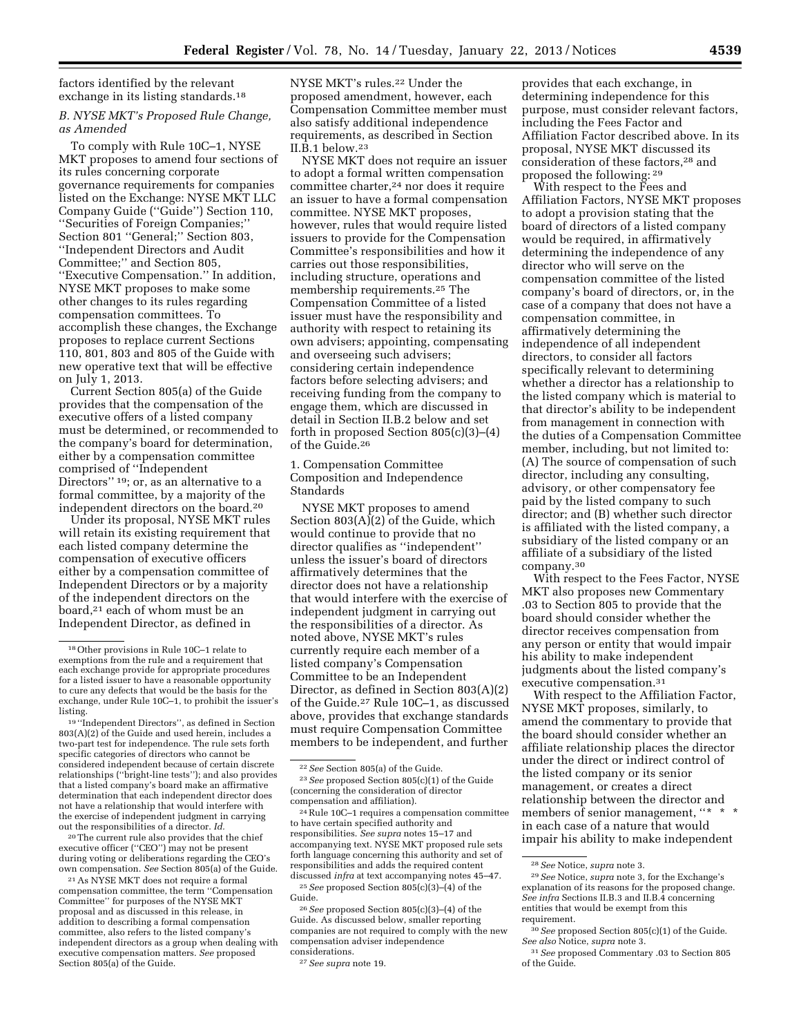factors identified by the relevant exchange in its listing standards.[18]

### B. NYSE MKT's Proposed Rule Change, as Amended

To comply with Rule 10C–1, NYSE MKT proposes to amend four sections of its rules concerning corporate governance requirements for companies listed on the Exchange: NYSE MKT LLC Company Guide (''Guide'') Section 110, ''Securities of Foreign Companies;'' Section 801 ''General;'' Section 803, ''Independent Directors and Audit Committee;'' and Section 805, ''Executive Compensation.'' In addition, NYSE MKT proposes to make some other changes to its rules regarding compensation committees. To accomplish these changes, the Exchange proposes to replace current Sections 110, 801, 803 and 805 of the Guide with new operative text that will be effective on July 1, 2013.

Current Section 805(a) of the Guide provides that the compensation of the executive offers of a listed company must be determined, or recommended to the company's board for determination, either by a compensation committee comprised of ''Independent Directors'' [19]; or, as an alternative to a formal committee, by a majority of the independent directors on the board.[20]

Under its proposal, NYSE MKT rules will retain its existing requirement that each listed company determine the compensation of executive officers either by a compensation committee of Independent Directors or by a majority of the independent directors on the board,[21] each of whom must be an Independent Director, as defined in NYSE MKT's rules.[22] Under the proposed amendment, however, each Compensation Committee member must also satisfy additional independence requirements, as described in Section II.B.1 below.[23]

NYSE MKT does not require an issuer to adopt a formal written compensation committee charter,[24] nor does it require an issuer to have a formal compensation committee. NYSE MKT proposes, however, rules that would require listed issuers to provide for the Compensation Committee's responsibilities and how it carries out those responsibilities, including structure, operations and membership requirements.[25] The Compensation Committee of a listed issuer must have the responsibility and authority with respect to retaining its own advisers; appointing, compensating and overseeing such advisers; considering certain independence factors before selecting advisers; and receiving funding from the company to engage them, which are discussed in detail in Section II.B.2 below and set forth in proposed Section 805(c)(3)–(4) of the Guide.[26]

#### 1. Compensation Committee Composition and Independence Standards

NYSE MKT proposes to amend Section 803(A)(2) of the Guide, which would continue to provide that no director qualifies as ''independent'' unless the issuer's board of directors affirmatively determines that the director does not have a relationship that would interfere with the exercise of independent judgment in carrying out the responsibilities of a director. As noted above, NYSE MKT's rules currently require each member of a listed company's Compensation Committee to be an Independent Director, as defined in Section 803(A)(2) of the Guide.[27] Rule 10C–1, as discussed above, provides that exchange standards must require Compensation Committee members to be independent, and further provides that each exchange, in determining independence for this purpose, must consider relevant factors, including the Fees Factor and Affiliation Factor described above. In its proposal, NYSE MKT discussed its consideration of these factors,[28] and proposed the following: [29]

With respect to the Fees and Affiliation Factors, NYSE MKT proposes to adopt a provision stating that the board of directors of a listed company would be required, in affirmatively determining the independence of any director who will serve on the compensation committee of the listed company's board of directors, or, in the case of a company that does not have a compensation committee, in affirmatively determining the independence of all independent directors, to consider all factors specifically relevant to determining whether a director has a relationship to the listed company which is material to that director's ability to be independent from management in connection with the duties of a Compensation Committee member, including, but not limited to: (A) The source of compensation of such director, including any consulting, advisory, or other compensatory fee paid by the listed company to such director; and (B) whether such director is affiliated with the listed company, a subsidiary of the listed company or an affiliate of a subsidiary of the listed company.[30]

With respect to the Fees Factor, NYSE MKT also proposes new Commentary .03 to Section 805 to provide that the board should consider whether the director receives compensation from any person or entity that would impair his ability to make independent judgments about the listed company's executive compensation.[31]

With respect to the Affiliation Factor, NYSE MKT proposes, similarly, to amend the commentary to provide that the board should consider whether an affiliate relationship places the director under the direct or indirect control of the listed company or its senior management, or creates a direct relationship between the director and members of senior management, ''* * * in each case of a nature that would impair his ability to make independent

---

[18] Other provisions in Rule 10C–1 relate to exemptions from the rule and a requirement that each exchange provide for appropriate procedures for a listed issuer to have a reasonable opportunity to cure any defects that would be the basis for the exchange, under Rule 10C–1, to prohibit the issuer's listing.

[19] ''Independent Directors'', as defined in Section 803(A)(2) of the Guide and used herein, includes a two-part test for independence. The rule sets forth specific categories of directors who cannot be considered independent because of certain discrete relationships (''bright-line tests''); and also provides that a listed company's board make an affirmative determination that each independent director does not have a relationship that would interfere with the exercise of independent judgment in carrying out the responsibilities of a director. *Id.*

[20] The current rule also provides that the chief executive officer (''CEO'') may not be present during voting or deliberations regarding the CEO's own compensation. *See* Section 805(a) of the Guide.

[21] As NYSE MKT does not require a formal compensation committee, the term ''Compensation Committee'' for purposes of the NYSE MKT proposal and as discussed in this release, in addition to describing a formal compensation committee, also refers to the listed company's independent directors as a group when dealing with executive compensation matters. *See* proposed Section 805(a) of the Guide.

[22] *See* Section 805(a) of the Guide.

[23] *See* proposed Section 805(c)(1) of the Guide (concerning the consideration of director compensation and affiliation).

[24] Rule 10C–1 requires a compensation committee to have certain specified authority and responsibilities. *See supra* notes 15–17 and accompanying text. NYSE MKT proposed rule sets forth language concerning this authority and set of responsibilities and adds the required content discussed *infra* at text accompanying notes 45–47.

[25] *See* proposed Section 805(c)(3)–(4) of the Guide.

[26] *See* proposed Section 805(c)(3)–(4) of the Guide. As discussed below, smaller reporting companies are not required to comply with the new compensation adviser independence considerations.

[27] *See supra* note 19.

[28] *See* Notice, *supra* note 3.

[29] *See* Notice, *supra* note 3, for the Exchange's explanation of its reasons for the proposed change. *See infra* Sections II.B.3 and II.B.4 concerning entities that would be exempt from this requirement.

[30] *See* proposed Section 805(c)(1) of the Guide. *See also* Notice, *supra* note 3.

[31] *See* proposed Commentary .03 to Section 805 of the Guide.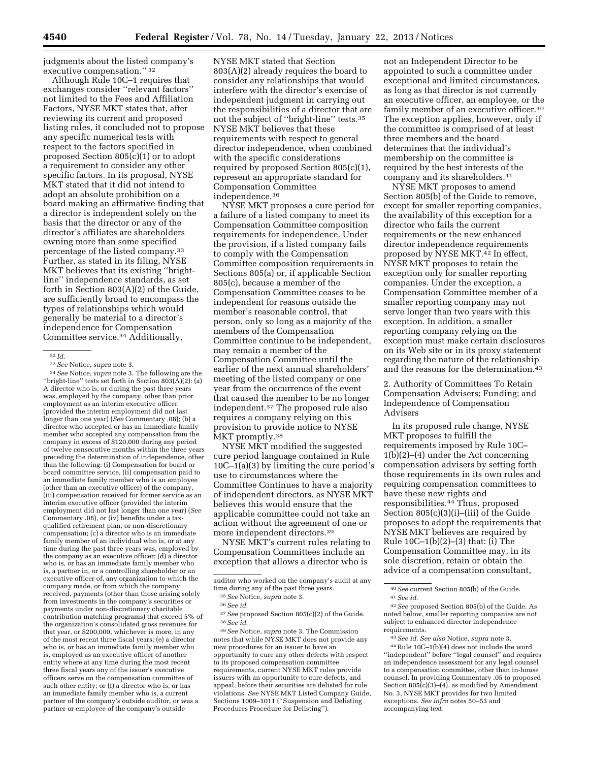judgments about the listed company's executive compensation.'' [32]

Although Rule 10C–1 requires that exchanges consider ''relevant factors'' not limited to the Fees and Affiliation Factors, NYSE MKT states that, after reviewing its current and proposed listing rules, it concluded not to propose any specific numerical tests with respect to the factors specified in proposed Section 805(c)(1) or to adopt a requirement to consider any other specific factors. In its proposal, NYSE MKT stated that it did not intend to adopt an absolute prohibition on a board making an affirmative finding that a director is independent solely on the basis that the director or any of the director's affiliates are shareholders owning more than some specified percentage of the listed company.[33] Further, as stated in its filing, NYSE MKT believes that its existing ''bright-line'' independence standards, as set forth in Section 803(A)(2) of the Guide, are sufficiently broad to encompass the types of relationships which would generally be material to a director's independence for Compensation Committee service.[34] Additionally, NYSE MKT stated that Section 803(A)(2) already requires the board to consider any relationships that would interfere with the director's exercise of independent judgment in carrying out the responsibilities of a director that are not the subject of ''bright-line'' tests.[35] NYSE MKT believes that these requirements with respect to general director independence, when combined with the specific considerations required by proposed Section 805(c)(1), represent an appropriate standard for Compensation Committee independence.[36]

NYSE MKT proposes a cure period for a failure of a listed company to meet its Compensation Committee composition requirements for independence. Under the provision, if a listed company fails to comply with the Compensation Committee composition requirements in Sections 805(a) or, if applicable Section 805(c), because a member of the Compensation Committee ceases to be independent for reasons outside the member's reasonable control, that person, only so long as a majority of the members of the Compensation Committee continue to be independent, may remain a member of the Compensation Committee until the earlier of the next annual shareholders' meeting of the listed company or one year from the occurrence of the event that caused the member to be no longer independent.[37] The proposed rule also requires a company relying on this provision to provide notice to NYSE MKT promptly.[38]

NYSE MKT modified the suggested cure period language contained in Rule 10C–1(a)(3) by limiting the cure period's use to circumstances where the Committee Continues to have a majority of independent directors, as NYSE MKT believes this would ensure that the applicable committee could not take an action without the agreement of one or more independent directors.[39]

NYSE MKT's current rules relating to Compensation Committees include an exception that allows a director who is not an Independent Director to be appointed to such a committee under exceptional and limited circumstances, as long as that director is not currently an executive officer, an employee, or the family member of an executive officer.[40] The exception applies, however, only if the committee is comprised of at least three members and the board determines that the individual's membership on the committee is required by the best interests of the company and its shareholders.[41]

NYSE MKT proposes to amend Section 805(b) of the Guide to remove, except for smaller reporting companies, the availability of this exception for a director who fails the current requirements or the new enhanced director independence requirements proposed by NYSE MKT.[42] In effect, NYSE MKT proposes to retain the exception only for smaller reporting companies. Under the exception, a Compensation Committee member of a smaller reporting company may not serve longer than two years with this exception. In addition, a smaller reporting company relying on the exception must make certain disclosures on its Web site or in its proxy statement regarding the nature of the relationship and the reasons for the determination.[43]

## 2. Authority of Committees To Retain Compensation Advisers; Funding; and Independence of Compensation Advisers

In its proposed rule change, NYSE MKT proposes to fulfill the requirements imposed by Rule 10C–1(b)(2)–(4) under the Act concerning compensation advisers by setting forth those requirements in its own rules and requiring compensation committees to have these new rights and responsibilities.[44] Thus, proposed Section 805(c)(3)(i)–(iii) of the Guide proposes to adopt the requirements that NYSE MKT believes are required by Rule 10C–1(b)(2)–(3) that: (i) The Compensation Committee may, in its sole discretion, retain or obtain the advice of a compensation consultant,

---

[32] *Id.*

[33] *See* Notice, *supra* note 3.

[34] *See* Notice, *supra* note 3. The following are the ''bright-line'' tests set forth in Section 803(A)(2): (a) A director who is, or during the past three years was, employed by the company, other than prior employment as an interim executive officer (provided the interim employment did not last longer than one year) (*See* Commentary .08); (b) a director who accepted or has an immediate family member who accepted any compensation from the company in excess of $120,000 during any period of twelve consecutive months within the three years preceding the determination of independence, other than the following: (i) Compensation for board or board committee service, (ii) compensation paid to an immediate family member who is an employee (other than an executive officer) of the company, (iii) compensation received for former service as an interim executive officer (provided the interim employment did not last longer than one year) (*See* Commentary .08), or (iv) benefits under a tax-qualified retirement plan, or non-discretionary compensation; (c) a director who is an immediate family member of an individual who is, or at any time during the past three years was, employed by the company as an executive officer; (d) a director who is, or has an immediate family member who is, a partner in, or a controlling shareholder or an executive officer of, any organization to which the company made, or from which the company received, payments (other than those arising solely from investments in the company's securities or payments under non-discretionary charitable contribution matching programs) that exceed 5% of the organization's consolidated gross revenues for that year, or $200,000, whichever is more, in any of the most recent three fiscal years; (e) a director who is, or has an immediate family member who is, employed as an executive officer of another entity where at any time during the most recent three fiscal years any of the issuer's executive officers serve on the compensation committee of such other entity; or (f) a director who is, or has an immediate family member who is, a current partner of the company's outside auditor, or was a partner or employee of the company's outside auditor who worked on the company's audit at any time during any of the past three years.

[35] *See* Notice, *supra* note 3.

[36] *See id.*

[37] *See* proposed Section 805(c)(2) of the Guide.

[38] *See id.*

[39] *See* Notice, *supra* note 3. The Commission notes that while NYSE MKT does not provide any new procedures for an issuer to have an opportunity to cure any other defects with respect to its proposed compensation committee requirements, current NYSE MKT rules provide issuers with an opportunity to cure defects, and appeal, before their securities are delisted for rule violations. *See* NYSE MKT Listed Company Guide, Sections 1009–1011 (''Suspension and Delisting Procedures Procedure for Delisting'').

[40] *See* current Section 805(b) of the Guide.

[41] *See id.*

[42] *See* proposed Section 805(b) of the Guide. As noted below, smaller reporting companies are not subject to enhanced director independence requirements.

[43] *See id. See also* Notice, *supra* note 3.

[44] Rule 10C–1(b)(4) does not include the word ''independent'' before ''legal counsel'' and requires an independence assessment for any legal counsel to a compensation committee, other than in-house counsel. In providing Commentary .05 to proposed Section 805(c)(3)–(4), as modified by Amendment No. 3, NYSE MKT provides for two limited exceptions. *See infra* notes 50–53 and accompanying text.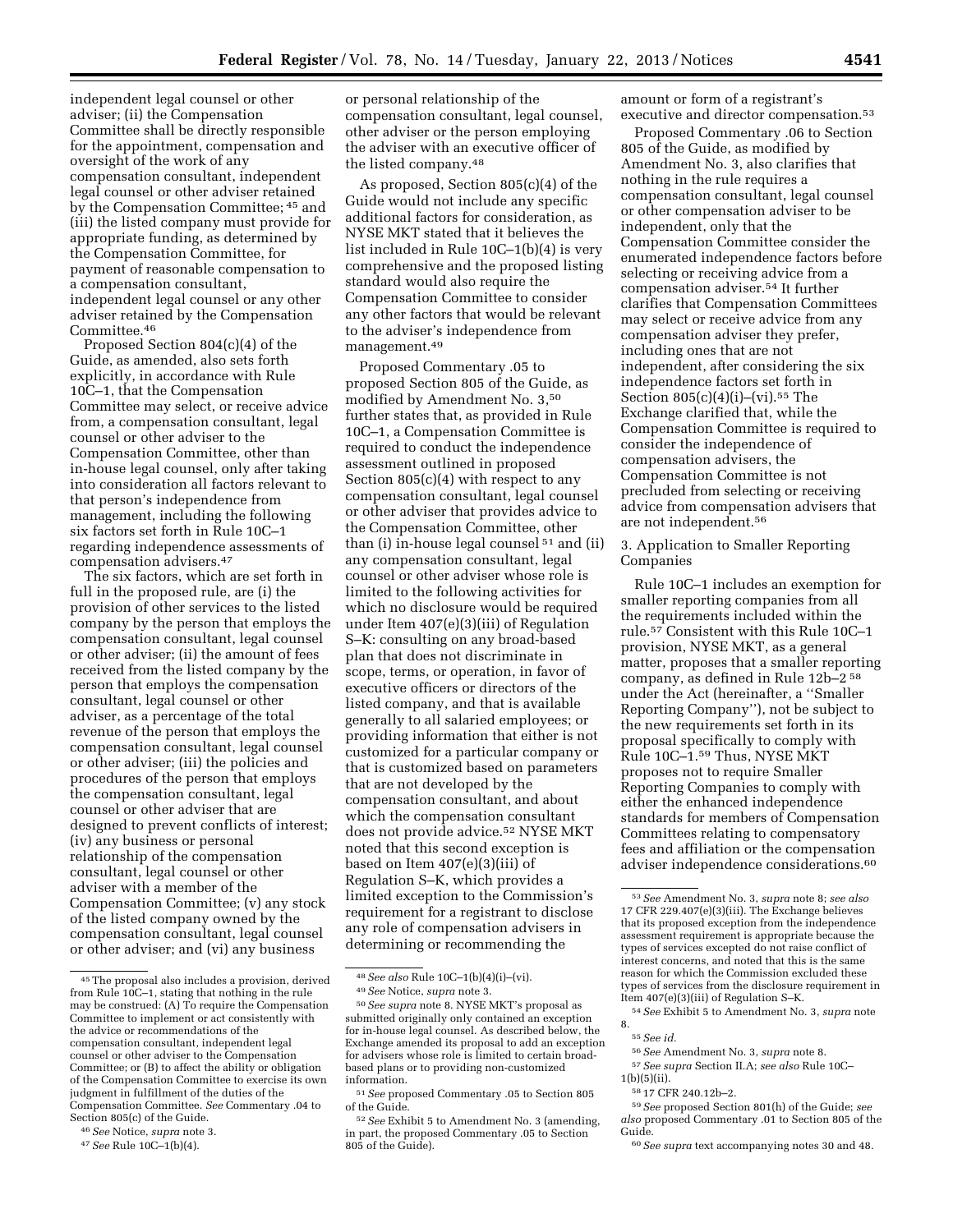independent legal counsel or other adviser; (ii) the Compensation Committee shall be directly responsible for the appointment, compensation and oversight of the work of any compensation consultant, independent legal counsel or other adviser retained by the Compensation Committee; [45] and (iii) the listed company must provide for appropriate funding, as determined by the Compensation Committee, for payment of reasonable compensation to a compensation consultant, independent legal counsel or any other adviser retained by the Compensation Committee.[46]

Proposed Section 804(c)(4) of the Guide, as amended, also sets forth explicitly, in accordance with Rule 10C–1, that the Compensation Committee may select, or receive advice from, a compensation consultant, legal counsel or other adviser to the Compensation Committee, other than in-house legal counsel, only after taking into consideration all factors relevant to that person's independence from management, including the following six factors set forth in Rule 10C–1 regarding independence assessments of compensation advisers.[47]

The six factors, which are set forth in full in the proposed rule, are (i) the provision of other services to the listed company by the person that employs the compensation consultant, legal counsel or other adviser; (ii) the amount of fees received from the listed company by the person that employs the compensation consultant, legal counsel or other adviser, as a percentage of the total revenue of the person that employs the compensation consultant, legal counsel or other adviser; (iii) the policies and procedures of the person that employs the compensation consultant, legal counsel or other adviser that are designed to prevent conflicts of interest; (iv) any business or personal relationship of the compensation consultant, legal counsel or other adviser with a member of the Compensation Committee; (v) any stock of the listed company owned by the compensation consultant, legal counsel or other adviser; and (vi) any business or personal relationship of the compensation consultant, legal counsel, other adviser or the person employing the adviser with an executive officer of the listed company.[48]

As proposed, Section 805(c)(4) of the Guide would not include any specific additional factors for consideration, as NYSE MKT stated that it believes the list included in Rule 10C–1(b)(4) is very comprehensive and the proposed listing standard would also require the Compensation Committee to consider any other factors that would be relevant to the adviser's independence from management.[49]

Proposed Commentary .05 to proposed Section 805 of the Guide, as modified by Amendment No. 3,[50] further states that, as provided in Rule 10C–1, a Compensation Committee is required to conduct the independence assessment outlined in proposed Section 805(c)(4) with respect to any compensation consultant, legal counsel or other adviser that provides advice to the Compensation Committee, other than (i) in-house legal counsel [51] and (ii) any compensation consultant, legal counsel or other adviser whose role is limited to the following activities for which no disclosure would be required under Item 407(e)(3)(iii) of Regulation S–K: consulting on any broad-based plan that does not discriminate in scope, terms, or operation, in favor of executive officers or directors of the listed company, and that is available generally to all salaried employees; or providing information that either is not customized for a particular company or that is customized based on parameters that are not developed by the compensation consultant, and about which the compensation consultant does not provide advice.[52] NYSE MKT noted that this second exception is based on Item 407(e)(3)(iii) of Regulation S–K, which provides a limited exception to the Commission's requirement for a registrant to disclose any role of compensation advisers in determining or recommending the amount or form of a registrant's executive and director compensation.[53]

Proposed Commentary .06 to Section 805 of the Guide, as modified by Amendment No. 3, also clarifies that nothing in the rule requires a compensation consultant, legal counsel or other compensation adviser to be independent, only that the Compensation Committee consider the enumerated independence factors before selecting or receiving advice from a compensation adviser.[54] It further clarifies that Compensation Committees may select or receive advice from any compensation adviser they prefer, including ones that are not independent, after considering the six independence factors set forth in Section 805(c)(4)(i)–(vi).[55] The Exchange clarified that, while the Compensation Committee is required to consider the independence of compensation advisers, the Compensation Committee is not precluded from selecting or receiving advice from compensation advisers that are not independent.[56]

3. Application to Smaller Reporting Companies

Rule 10C–1 includes an exemption for smaller reporting companies from all the requirements included within the rule.[57] Consistent with this Rule 10C–1 provision, NYSE MKT, as a general matter, proposes that a smaller reporting company, as defined in Rule 12b–2 [58] under the Act (hereinafter, a "Smaller Reporting Company"), not be subject to the new requirements set forth in its proposal specifically to comply with Rule 10C–1.[59] Thus, NYSE MKT proposes not to require Smaller Reporting Companies to comply with either the enhanced independence standards for members of Compensation Committees relating to compensatory fees and affiliation or the compensation adviser independence considerations.[60]

---

[45] The proposal also includes a provision, derived from Rule 10C–1, stating that nothing in the rule may be construed: (A) To require the Compensation Committee to implement or act consistently with the advice or recommendations of the compensation consultant, independent legal counsel or other adviser to the Compensation Committee; or (B) to affect the ability or obligation of the Compensation Committee to exercise its own judgment in fulfillment of the duties of the Compensation Committee. *See* Commentary .04 to Section 805(c) of the Guide.

[46] *See* Notice, *supra* note 3.

[47] *See* Rule 10C–1(b)(4).

[48] *See also* Rule 10C–1(b)(4)(i)–(vi).

[49] *See* Notice, *supra* note 3.

[50] *See supra* note 8. NYSE MKT's proposal as submitted originally only contained an exception for in-house legal counsel. As described below, the Exchange amended its proposal to add an exception for advisers whose role is limited to certain broad-based plans or to providing non-customized information.

[51] *See* proposed Commentary .05 to Section 805 of the Guide.

[52] *See* Exhibit 5 to Amendment No. 3 (amending, in part, the proposed Commentary .05 to Section 805 of the Guide).

[53] *See* Amendment No. 3, *supra* note 8; *see also* 17 CFR 229.407(e)(3)(iii). The Exchange believes that its proposed exception from the independence assessment requirement is appropriate because the types of services excepted do not raise conflict of interest concerns, and noted that this is the same reason for which the Commission excluded these types of services from the disclosure requirement in Item 407(e)(3)(iii) of Regulation S–K.

[54] *See* Exhibit 5 to Amendment No. 3, *supra* note 8.

[55] *See id.*

[56] *See* Amendment No. 3, *supra* note 8.

[57] *See supra* Section II.A; *see also* Rule 10C–1(b)(5)(ii).

[58] 17 CFR 240.12b–2.

[59] *See* proposed Section 801(h) of the Guide; *see also* proposed Commentary .01 to Section 805 of the Guide.

[60] *See supra* text accompanying notes 30 and 48.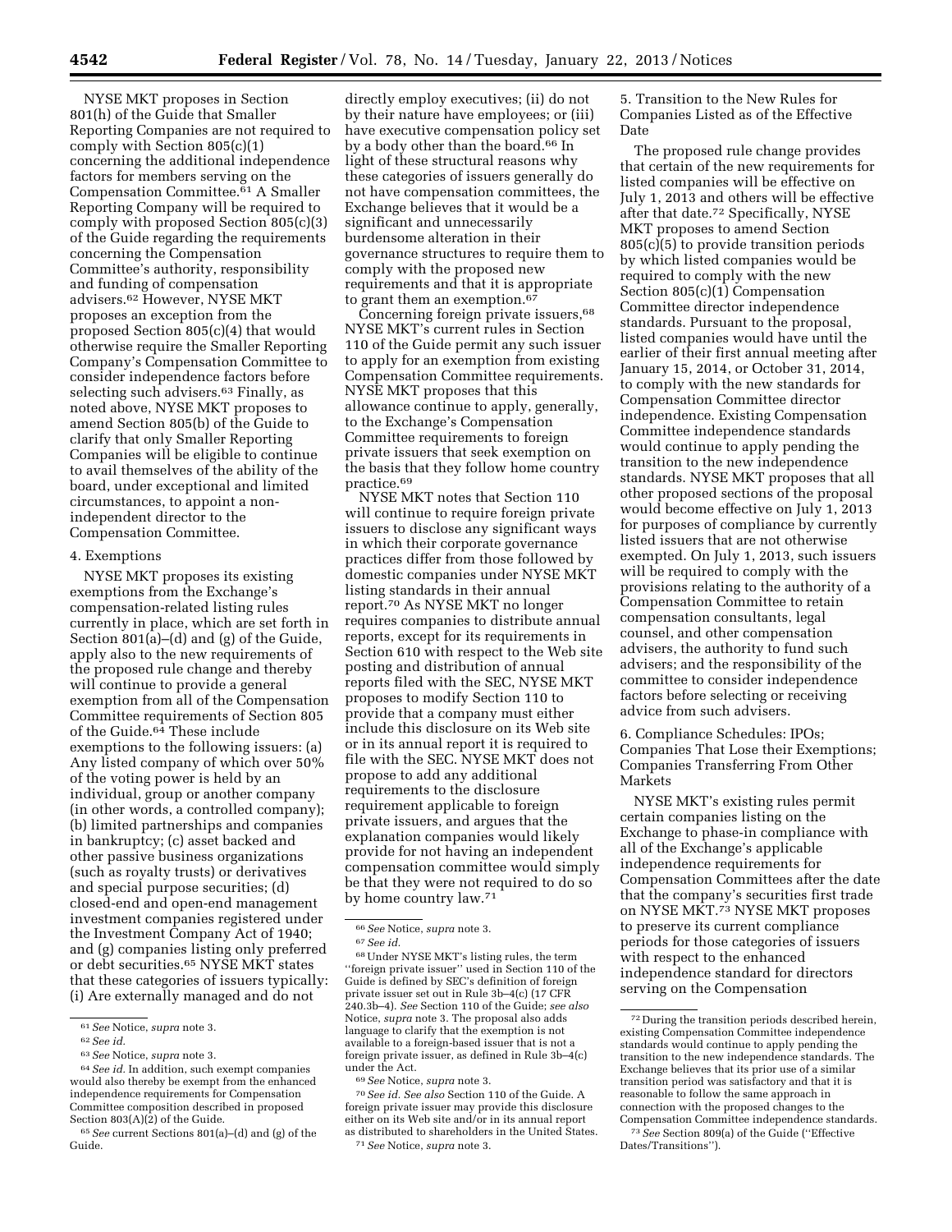NYSE MKT proposes in Section 801(h) of the Guide that Smaller Reporting Companies are not required to comply with Section 805(c)(1) concerning the additional independence factors for members serving on the Compensation Committee.[61] A Smaller Reporting Company will be required to comply with proposed Section 805(c)(3) of the Guide regarding the requirements concerning the Compensation Committee's authority, responsibility and funding of compensation advisers.[62] However, NYSE MKT proposes an exception from the proposed Section 805(c)(4) that would otherwise require the Smaller Reporting Company's Compensation Committee to consider independence factors before selecting such advisers.[63] Finally, as noted above, NYSE MKT proposes to amend Section 805(b) of the Guide to clarify that only Smaller Reporting Companies will be eligible to continue to avail themselves of the ability of the board, under exceptional and limited circumstances, to appoint a non-independent director to the Compensation Committee.

4. Exemptions

NYSE MKT proposes its existing exemptions from the Exchange's compensation-related listing rules currently in place, which are set forth in Section 801(a)–(d) and (g) of the Guide, apply also to the new requirements of the proposed rule change and thereby will continue to provide a general exemption from all of the Compensation Committee requirements of Section 805 of the Guide.[64] These include exemptions to the following issuers: (a) Any listed company of which over 50% of the voting power is held by an individual, group or another company (in other words, a controlled company); (b) limited partnerships and companies in bankruptcy; (c) asset backed and other passive business organizations (such as royalty trusts) or derivatives and special purpose securities; (d) closed-end and open-end management investment companies registered under the Investment Company Act of 1940; and (g) companies listing only preferred or debt securities.[65] NYSE MKT states that these categories of issuers typically: (i) Are externally managed and do not directly employ executives; (ii) do not by their nature have employees; or (iii) have executive compensation policy set by a body other than the board.[66] In light of these structural reasons why these categories of issuers generally do not have compensation committees, the Exchange believes that it would be a significant and unnecessarily burdensome alteration in their governance structures to require them to comply with the proposed new requirements and that it is appropriate to grant them an exemption.[67]

Concerning foreign private issuers,[68] NYSE MKT's current rules in Section 110 of the Guide permit any such issuer to apply for an exemption from existing Compensation Committee requirements. NYSE MKT proposes that this allowance continue to apply, generally, to the Exchange's Compensation Committee requirements to foreign private issuers that seek exemption on the basis that they follow home country practice.[69]

NYSE MKT notes that Section 110 will continue to require foreign private issuers to disclose any significant ways in which their corporate governance practices differ from those followed by domestic companies under NYSE MKT listing standards in their annual report.[70] As NYSE MKT no longer requires companies to distribute annual reports, except for its requirements in Section 610 with respect to the Web site posting and distribution of annual reports filed with the SEC, NYSE MKT proposes to modify Section 110 to provide that a company must either include this disclosure on its Web site or in its annual report it is required to file with the SEC. NYSE MKT does not propose to add any additional requirements to the disclosure requirement applicable to foreign private issuers, and argues that the explanation companies would likely provide for not having an independent compensation committee would simply be that they were not required to do so by home country law.[71]

5. Transition to the New Rules for Companies Listed as of the Effective Date

The proposed rule change provides that certain of the new requirements for listed companies will be effective on July 1, 2013 and others will be effective after that date.[72] Specifically, NYSE MKT proposes to amend Section 805(c)(5) to provide transition periods by which listed companies would be required to comply with the new Section 805(c)(1) Compensation Committee director independence standards. Pursuant to the proposal, listed companies would have until the earlier of their first annual meeting after January 15, 2014, or October 31, 2014, to comply with the new standards for Compensation Committee director independence. Existing Compensation Committee independence standards would continue to apply pending the transition to the new independence standards. NYSE MKT proposes that all other proposed sections of the proposal would become effective on July 1, 2013 for purposes of compliance by currently listed issuers that are not otherwise exempted. On July 1, 2013, such issuers will be required to comply with the provisions relating to the authority of a Compensation Committee to retain compensation consultants, legal counsel, and other compensation advisers, the authority to fund such advisers; and the responsibility of the committee to consider independence factors before selecting or receiving advice from such advisers.

6. Compliance Schedules: IPOs; Companies That Lose their Exemptions; Companies Transferring From Other Markets

NYSE MKT's existing rules permit certain companies listing on the Exchange to phase-in compliance with all of the Exchange's applicable independence requirements for Compensation Committees after the date that the company's securities first trade on NYSE MKT.[73] NYSE MKT proposes to preserve its current compliance periods for those categories of issuers with respect to the enhanced independence standard for directors serving on the Compensation

---

[61] *See* Notice, *supra* note 3.

[62] *See id.*

[63] *See* Notice, *supra* note 3.

[64] *See id.* In addition, such exempt companies would also thereby be exempt from the enhanced independence requirements for Compensation Committee composition described in proposed Section 803(A)(2) of the Guide.

[65] *See* current Sections 801(a)–(d) and (g) of the Guide.

[66] *See* Notice, *supra* note 3.

[67] *See id.*

[68] Under NYSE MKT's listing rules, the term ''foreign private issuer'' used in Section 110 of the Guide is defined by SEC's definition of foreign private issuer set out in Rule 3b–4(c) (17 CFR 240.3b–4). *See* Section 110 of the Guide; *see also* Notice, *supra* note 3. The proposal also adds language to clarify that the exemption is not available to a foreign-based issuer that is not a foreign private issuer, as defined in Rule 3b–4(c) under the Act.

[69] *See* Notice, *supra* note 3.

[70] *See id. See also* Section 110 of the Guide. A foreign private issuer may provide this disclosure either on its Web site and/or in its annual report as distributed to shareholders in the United States.

[71] *See* Notice, *supra* note 3.

[72] During the transition periods described herein, existing Compensation Committee independence standards would continue to apply pending the transition to the new independence standards. The Exchange believes that its prior use of a similar transition period was satisfactory and that it is reasonable to follow the same approach in connection with the proposed changes to the Compensation Committee independence standards.

[73] *See* Section 809(a) of the Guide (''Effective Dates/Transitions'').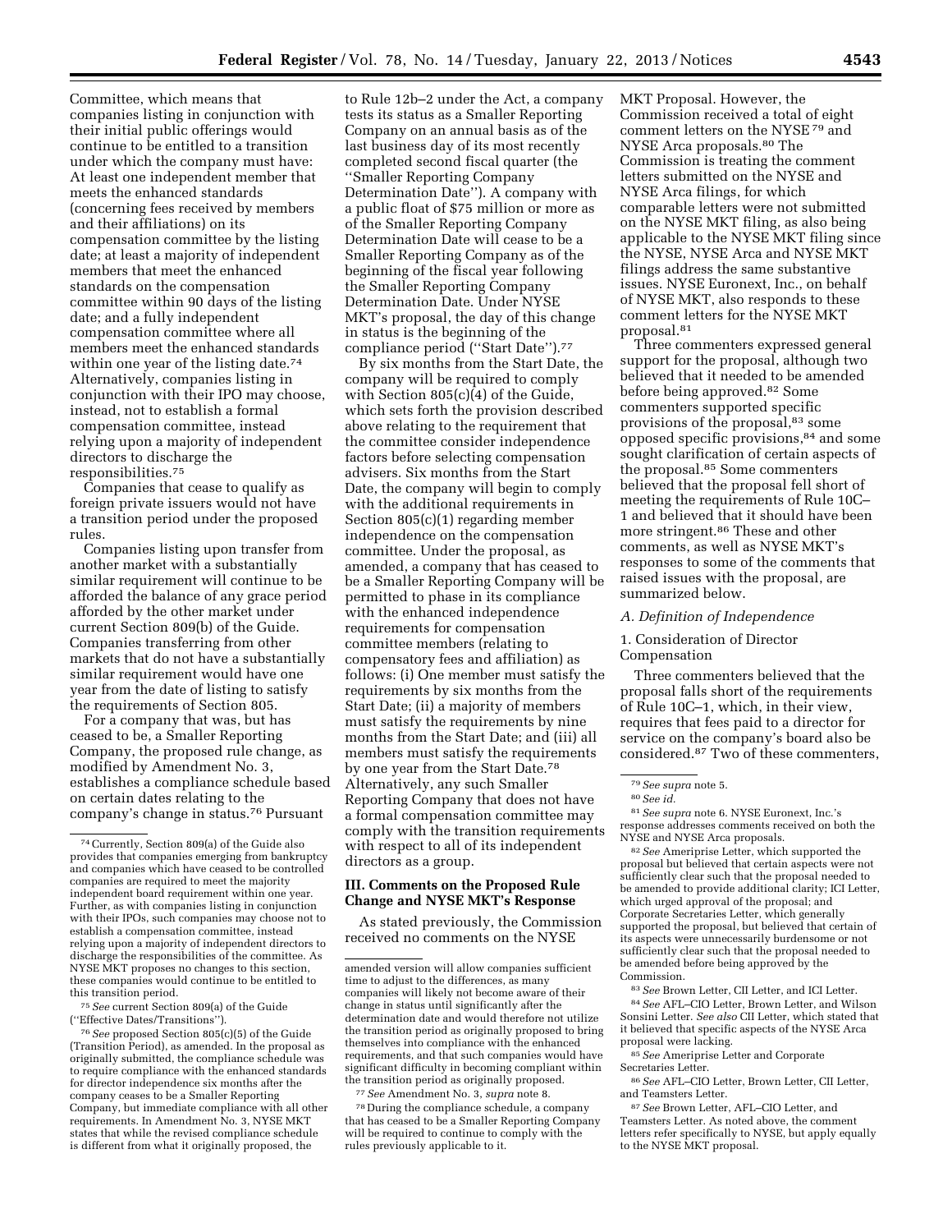Committee, which means that companies listing in conjunction with their initial public offerings would continue to be entitled to a transition under which the company must have: At least one independent member that meets the enhanced standards (concerning fees received by members and their affiliations) on its compensation committee by the listing date; at least a majority of independent members that meet the enhanced standards on the compensation committee within 90 days of the listing date; and a fully independent compensation committee where all members meet the enhanced standards within one year of the listing date.[74] Alternatively, companies listing in conjunction with their IPO may choose, instead, not to establish a formal compensation committee, instead relying upon a majority of independent directors to discharge the responsibilities.[75]

Companies that cease to qualify as foreign private issuers would not have a transition period under the proposed rules.

Companies listing upon transfer from another market with a substantially similar requirement will continue to be afforded the balance of any grace period afforded by the other market under current Section 809(b) of the Guide. Companies transferring from other markets that do not have a substantially similar requirement would have one year from the date of listing to satisfy the requirements of Section 805.

For a company that was, but has ceased to be, a Smaller Reporting Company, the proposed rule change, as modified by Amendment No. 3, establishes a compliance schedule based on certain dates relating to the company's change in status.[76] Pursuant to Rule 12b–2 under the Act, a company tests its status as a Smaller Reporting Company on an annual basis as of the last business day of its most recently completed second fiscal quarter (the ''Smaller Reporting Company Determination Date''). A company with a public float of $75 million or more as of the Smaller Reporting Company Determination Date will cease to be a Smaller Reporting Company as of the beginning of the fiscal year following the Smaller Reporting Company Determination Date. Under NYSE MKT's proposal, the day of this change in status is the beginning of the compliance period (''Start Date'').[77]

By six months from the Start Date, the company will be required to comply with Section 805(c)(4) of the Guide, which sets forth the provision described above relating to the requirement that the committee consider independence factors before selecting compensation advisers. Six months from the Start Date, the company will begin to comply with the additional requirements in Section 805(c)(1) regarding member independence on the compensation committee. Under the proposal, as amended, a company that has ceased to be a Smaller Reporting Company will be permitted to phase in its compliance with the enhanced independence requirements for compensation committee members (relating to compensatory fees and affiliation) as follows: (i) One member must satisfy the requirements by six months from the Start Date; (ii) a majority of members must satisfy the requirements by nine months from the Start Date; and (iii) all members must satisfy the requirements by one year from the Start Date.[78] Alternatively, any such Smaller Reporting Company that does not have a formal compensation committee may comply with the transition requirements with respect to all of its independent directors as a group.

### III. Comments on the Proposed Rule Change and NYSE MKT's Response

As stated previously, the Commission received no comments on the NYSE MKT Proposal. However, the Commission received a total of eight comment letters on the NYSE[79] and NYSE Arca proposals.[80] The Commission is treating the comment letters submitted on the NYSE and NYSE Arca filings, for which comparable letters were not submitted on the NYSE MKT filing, as also being applicable to the NYSE MKT filing since the NYSE, NYSE Arca and NYSE MKT filings address the same substantive issues. NYSE Euronext, Inc., on behalf of NYSE MKT, also responds to these comment letters for the NYSE MKT proposal.[81]

Three commenters expressed general support for the proposal, although two believed that it needed to be amended before being approved.[82] Some commenters supported specific provisions of the proposal,[83] some opposed specific provisions,[84] and some sought clarification of certain aspects of the proposal.[85] Some commenters believed that the proposal fell short of meeting the requirements of Rule 10C–1 and believed that it should have been more stringent.[86] These and other comments, as well as NYSE MKT's responses to some of the comments that raised issues with the proposal, are summarized below.

#### *A. Definition of Independence*

1. Consideration of Director Compensation

Three commenters believed that the proposal falls short of the requirements of Rule 10C–1, which, in their view, requires that fees paid to a director for service on the company's board also be considered.[87] Two of these commenters,

---

[74] Currently, Section 809(a) of the Guide also provides that companies emerging from bankruptcy and companies which have ceased to be controlled companies are required to meet the majority independent board requirement within one year. Further, as with companies listing in conjunction with their IPOs, such companies may choose not to establish a compensation committee, instead relying upon a majority of independent directors to discharge the responsibilities of the committee. As NYSE MKT proposes no changes to this section, these companies would continue to be entitled to this transition period.

[75] *See* current Section 809(a) of the Guide (''Effective Dates/Transitions'').

[76] *See* proposed Section 805(c)(5) of the Guide (Transition Period), as amended. In the proposal as originally submitted, the compliance schedule was to require compliance with the enhanced standards for director independence six months after the company ceases to be a Smaller Reporting Company, but immediate compliance with all other requirements. In Amendment No. 3, NYSE MKT states that while the revised compliance schedule is different from what it originally proposed, the amended version will allow companies sufficient time to adjust to the differences, as many companies will likely not become aware of their change in status until significantly after the determination date and would therefore not utilize the transition period as originally proposed to bring themselves into compliance with the enhanced requirements, and that such companies would have significant difficulty in becoming compliant within the transition period as originally proposed.

[77] *See* Amendment No. 3, *supra* note 8.

[78] During the compliance schedule, a company that has ceased to be a Smaller Reporting Company will be required to continue to comply with the rules previously applicable to it.

[79] *See supra* note 5.

[80] *See id.*

[81] *See supra* note 6. NYSE Euronext, Inc.'s response addresses comments received on both the NYSE and NYSE Arca proposals.

[82] *See* Ameriprise Letter, which supported the proposal but believed that certain aspects were not sufficiently clear such that the proposal needed to be amended to provide additional clarity; ICI Letter, which urged approval of the proposal; and Corporate Secretaries Letter, which generally supported the proposal, but believed that certain of its aspects were unnecessarily burdensome or not sufficiently clear such that the proposal needed to be amended before being approved by the Commission.

[83] *See* Brown Letter, CII Letter, and ICI Letter.

[84] *See* AFL–CIO Letter, Brown Letter, and Wilson Sonsini Letter. *See also* CII Letter, which stated that it believed that specific aspects of the NYSE Arca proposal were lacking.

[85] *See* Ameriprise Letter and Corporate Secretaries Letter.

[86] *See* AFL–CIO Letter, Brown Letter, CII Letter, and Teamsters Letter.

[87] *See* Brown Letter, AFL–CIO Letter, and Teamsters Letter. As noted above, the comment letters refer specifically to NYSE, but apply equally to the NYSE MKT proposal.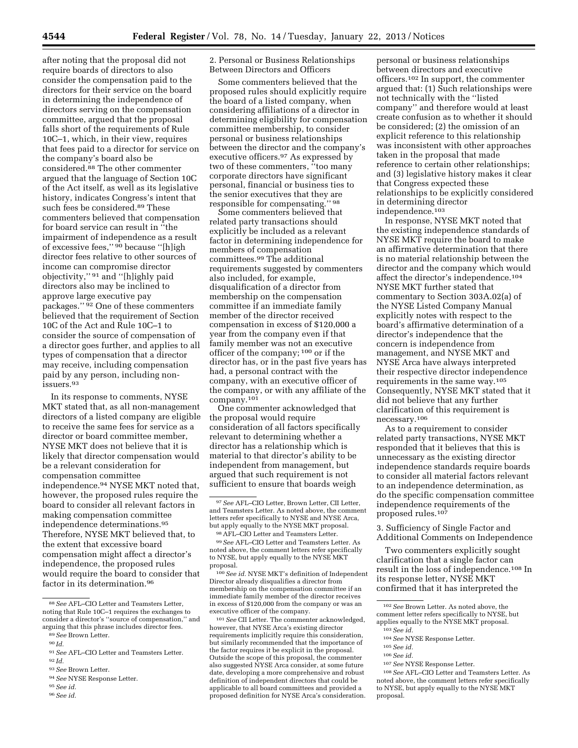after noting that the proposal did not require boards of directors to also consider the compensation paid to the directors for their service on the board in determining the independence of directors serving on the compensation committee, argued that the proposal falls short of the requirements of Rule 10C–1, which, in their view, requires that fees paid to a director for service on the company's board also be considered.[88] The other commenter argued that the language of Section 10C of the Act itself, as well as its legislative history, indicates Congress's intent that such fees be considered.[89] These commenters believed that compensation for board service can result in ''the impairment of independence as a result of excessive fees,'' [90] because ''[h]igh director fees relative to other sources of income can compromise director objectivity,'' [91] and ''[h]ighly paid directors also may be inclined to approve large executive pay packages.'' [92] One of these commenters believed that the requirement of Section 10C of the Act and Rule 10C–1 to consider the source of compensation of a director goes further, and applies to all types of compensation that a director may receive, including compensation paid by any person, including non-issuers.[93]

In its response to comments, NYSE MKT stated that, as all non-management directors of a listed company are eligible to receive the same fees for service as a director or board committee member, NYSE MKT does not believe that it is likely that director compensation would be a relevant consideration for compensation committee independence.[94] NYSE MKT noted that, however, the proposed rules require the board to consider all relevant factors in making compensation committee independence determinations.[95] Therefore, NYSE MKT believed that, to the extent that excessive board compensation might affect a director's independence, the proposed rules would require the board to consider that factor in its determination.[96]

2. Personal or Business Relationships Between Directors and Officers

Some commenters believed that the proposed rules should explicitly require the board of a listed company, when considering affiliations of a director in determining eligibility for compensation committee membership, to consider personal or business relationships between the director and the company's executive officers.[97] As expressed by two of these commenters, ''too many corporate directors have significant personal, financial or business ties to the senior executives that they are responsible for compensating.'' [98]

Some commenters believed that related party transactions should explicitly be included as a relevant factor in determining independence for members of compensation committees.[99] The additional requirements suggested by commenters also included, for example, disqualification of a director from membership on the compensation committee if an immediate family member of the director received compensation in excess of $120,000 a year from the company even if that family member was not an executive officer of the company; [100] or if the director has, or in the past five years has had, a personal contract with the company, with an executive officer of the company, or with any affiliate of the company.[101]

One commenter acknowledged that the proposal would require consideration of all factors specifically relevant to determining whether a director has a relationship which is material to that director's ability to be independent from management, but argued that such requirement is not sufficient to ensure that boards weigh personal or business relationships between directors and executive officers.[102] In support, the commenter argued that: (1) Such relationships were not technically with the ''listed company'' and therefore would at least create confusion as to whether it should be considered; (2) the omission of an explicit reference to this relationship was inconsistent with other approaches taken in the proposal that made reference to certain other relationships; and (3) legislative history makes it clear that Congress expected these relationships to be explicitly considered in determining director independence.[103]

In response, NYSE MKT noted that the existing independence standards of NYSE MKT require the board to make an affirmative determination that there is no material relationship between the director and the company which would affect the director's independence.[104] NYSE MKT further stated that commentary to Section 303A.02(a) of the NYSE Listed Company Manual explicitly notes with respect to the board's affirmative determination of a director's independence that the concern is independence from management, and NYSE MKT and NYSE Arca have always interpreted their respective director independence requirements in the same way.[105] Consequently, NYSE MKT stated that it did not believe that any further clarification of this requirement is necessary.[106]

As to a requirement to consider related party transactions, NYSE MKT responded that it believes that this is unnecessary as the existing director independence standards require boards to consider all material factors relevant to an independence determination, as do the specific compensation committee independence requirements of the proposed rules.[107]

3. Sufficiency of Single Factor and Additional Comments on Independence

Two commenters explicitly sought clarification that a single factor can result in the loss of independence.[108] In its response letter, NYSE MKT confirmed that it has interpreted the

---

[88] *See* AFL–CIO Letter and Teamsters Letter, noting that Rule 10C–1 requires the exchanges to consider a director's ''source of compensation,'' and arguing that this phrase includes director fees.

[89] *See* Brown Letter.

[90] *Id.*

[91] *See* AFL–CIO Letter and Teamsters Letter.

[92] *Id.*

[93] *See* Brown Letter.

[94] *See* NYSE Response Letter.

[95] *See id.*

[96] *See id.*

[97] *See* AFL–CIO Letter, Brown Letter, CII Letter, and Teamsters Letter. As noted above, the comment letters refer specifically to NYSE and NYSE Arca, but apply equally to the NYSE MKT proposal.

[98] AFL–CIO Letter and Teamsters Letter.

[99] *See* AFL–CIO Letter and Teamsters Letter. As noted above, the comment letters refer specifically to NYSE, but apply equally to the NYSE MKT proposal.

[100] *See id.* NYSE MKT's definition of Independent Director already disqualifies a director from membership on the compensation committee if an immediate family member of the director receives in excess of $120,000 from the company or was an executive officer of the company.

[101] *See* CII Letter. The commenter acknowledged, however, that NYSE Arca's existing director requirements implicitly require this consideration, but similarly recommended that the importance of the factor requires it be explicit in the proposal. Outside the scope of this proposal, the commenter also suggested NYSE Arca consider, at some future date, developing a more comprehensive and robust definition of independent directors that could be applicable to all board committees and provided a proposed definition for NYSE Arca's consideration.

[102] *See* Brown Letter. As noted above, the comment letter refers specifically to NYSE, but applies equally to the NYSE MKT proposal.

[103] *See id.*

[104] *See* NYSE Response Letter.

[105] *See id.*

[106] *See id.*

[107] *See* NYSE Response Letter.

[108] *See* AFL–CIO Letter and Teamsters Letter. As noted above, the comment letters refer specifically to NYSE, but apply equally to the NYSE MKT proposal.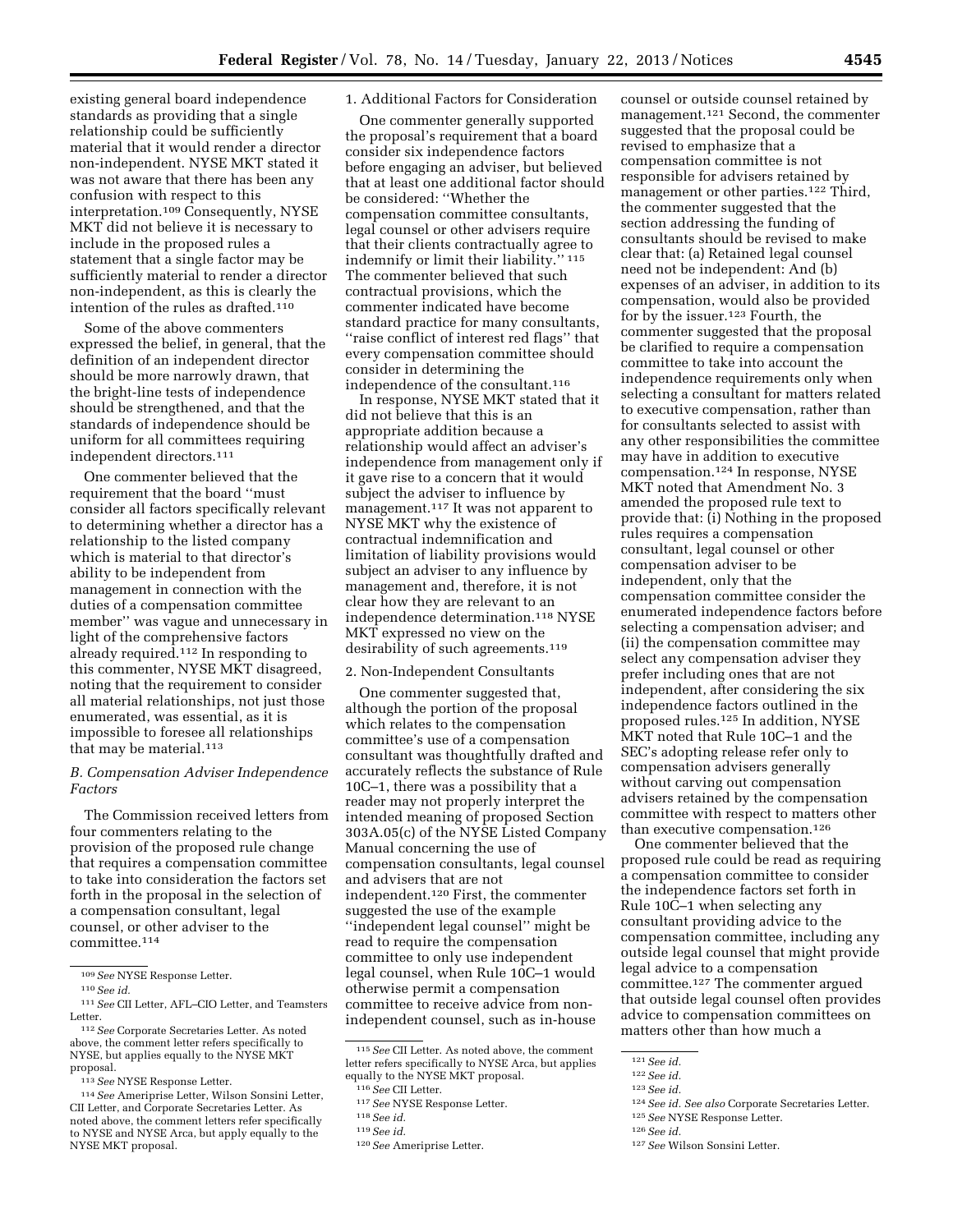existing general board independence standards as providing that a single relationship could be sufficiently material that it would render a director non-independent. NYSE MKT stated it was not aware that there has been any confusion with respect to this interpretation.[109] Consequently, NYSE MKT did not believe it is necessary to include in the proposed rules a statement that a single factor may be sufficiently material to render a director non-independent, as this is clearly the intention of the rules as drafted.[110]

Some of the above commenters expressed the belief, in general, that the definition of an independent director should be more narrowly drawn, that the bright-line tests of independence should be strengthened, and that the standards of independence should be uniform for all committees requiring independent directors.[111]

One commenter believed that the requirement that the board ''must consider all factors specifically relevant to determining whether a director has a relationship to the listed company which is material to that director's ability to be independent from management in connection with the duties of a compensation committee member'' was vague and unnecessary in light of the comprehensive factors already required.[112] In responding to this commenter, NYSE MKT disagreed, noting that the requirement to consider all material relationships, not just those enumerated, was essential, as it is impossible to foresee all relationships that may be material.[113]

### *B. Compensation Adviser Independence Factors*

The Commission received letters from four commenters relating to the provision of the proposed rule change that requires a compensation committee to take into consideration the factors set forth in the proposal in the selection of a compensation consultant, legal counsel, or other adviser to the committee.[114]

#### 1. Additional Factors for Consideration

One commenter generally supported the proposal's requirement that a board consider six independence factors before engaging an adviser, but believed that at least one additional factor should be considered: ''Whether the compensation committee consultants, legal counsel or other advisers require that their clients contractually agree to indemnify or limit their liability.''[115] The commenter believed that such contractual provisions, which the commenter indicated have become standard practice for many consultants, ''raise conflict of interest red flags'' that every compensation committee should consider in determining the independence of the consultant.[116]

In response, NYSE MKT stated that it did not believe that this is an appropriate addition because a relationship would affect an adviser's independence from management only if it gave rise to a concern that it would subject the adviser to influence by management.[117] It was not apparent to NYSE MKT why the existence of contractual indemnification and limitation of liability provisions would subject an adviser to any influence by management and, therefore, it is not clear how they are relevant to an independence determination.[118] NYSE MKT expressed no view on the desirability of such agreements.[119]

#### 2. Non-Independent Consultants

One commenter suggested that, although the portion of the proposal which relates to the compensation committee's use of a compensation consultant was thoughtfully drafted and accurately reflects the substance of Rule 10C–1, there was a possibility that a reader may not properly interpret the intended meaning of proposed Section 303A.05(c) of the NYSE Listed Company Manual concerning the use of compensation consultants, legal counsel and advisers that are not independent.[120] First, the commenter suggested the use of the example ''independent legal counsel'' might be read to require the compensation committee to only use independent legal counsel, when Rule 10C–1 would otherwise permit a compensation committee to receive advice from non-independent counsel, such as in-house counsel or outside counsel retained by management.[121] Second, the commenter suggested that the proposal could be revised to emphasize that a compensation committee is not responsible for advisers retained by management or other parties.[122] Third, the commenter suggested that the section addressing the funding of consultants should be revised to make clear that: (a) Retained legal counsel need not be independent: And (b) expenses of an adviser, in addition to its compensation, would also be provided for by the issuer.[123] Fourth, the commenter suggested that the proposal be clarified to require a compensation committee to take into account the independence requirements only when selecting a consultant for matters related to executive compensation, rather than for consultants selected to assist with any other responsibilities the committee may have in addition to executive compensation.[124] In response, NYSE MKT noted that Amendment No. 3 amended the proposed rule text to provide that: (i) Nothing in the proposed rules requires a compensation consultant, legal counsel or other compensation adviser to be independent, only that the compensation committee consider the enumerated independence factors before selecting a compensation adviser; and (ii) the compensation committee may select any compensation adviser they prefer including ones that are not independent, after considering the six independence factors outlined in the proposed rules.[125] In addition, NYSE MKT noted that Rule 10C–1 and the SEC's adopting release refer only to compensation advisers generally without carving out compensation advisers retained by the compensation committee with respect to matters other than executive compensation.[126]

One commenter believed that the proposed rule could be read as requiring a compensation committee to consider the independence factors set forth in Rule 10C–1 when selecting any consultant providing advice to the compensation committee, including any outside legal counsel that might provide legal advice to a compensation committee.[127] The commenter argued that outside legal counsel often provides advice to compensation committees on matters other than how much a

---

[109] *See* NYSE Response Letter.

[110] *See id.*

[111] *See* CII Letter, AFL–CIO Letter, and Teamsters Letter.

[112] *See* Corporate Secretaries Letter. As noted above, the comment letter refers specifically to NYSE, but applies equally to the NYSE MKT proposal.

[113] *See* NYSE Response Letter.

[114] *See* Ameriprise Letter, Wilson Sonsini Letter, CII Letter, and Corporate Secretaries Letter. As noted above, the comment letters refer specifically to NYSE and NYSE Arca, but apply equally to the NYSE MKT proposal.

[115] *See* CII Letter. As noted above, the comment letter refers specifically to NYSE Arca, but applies equally to the NYSE MKT proposal.

[116] *See* CII Letter.

[117] *See* NYSE Response Letter.

[118] *See id.*

[119] *See id.*

[120] *See* Ameriprise Letter.

[121] *See id.*

[122] *See id.*

[123] *See id.*

[124] *See id. See also* Corporate Secretaries Letter.

[125] *See* NYSE Response Letter.

[126] *See id.*

[127] *See* Wilson Sonsini Letter.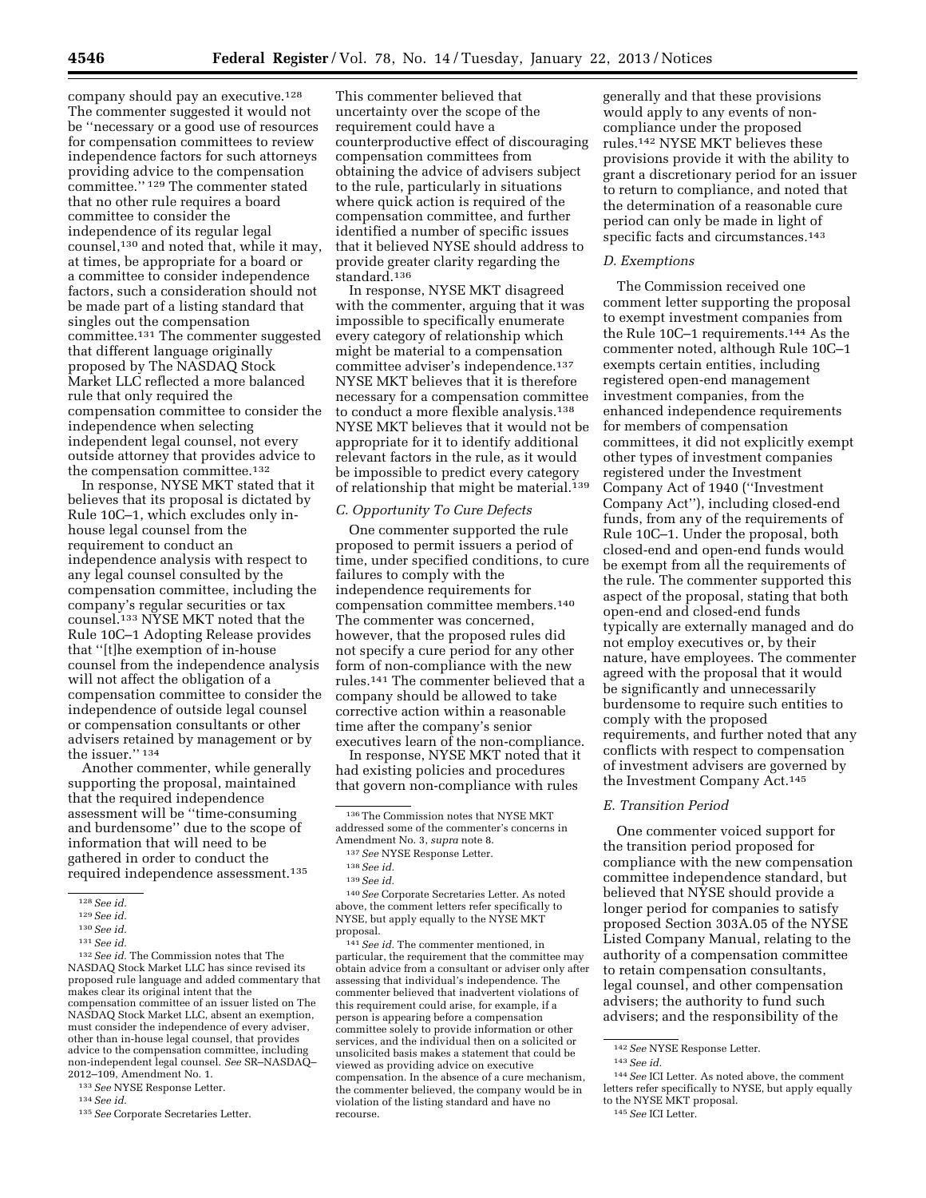company should pay an executive.[128] The commenter suggested it would not be ''necessary or a good use of resources for compensation committees to review independence factors for such attorneys providing advice to the compensation committee.'' [129] The commenter stated that no other rule requires a board committee to consider the independence of its regular legal counsel,[130] and noted that, while it may, at times, be appropriate for a board or a committee to consider independence factors, such a consideration should not be made part of a listing standard that singles out the compensation committee.[131] The commenter suggested that different language originally proposed by The NASDAQ Stock Market LLC reflected a more balanced rule that only required the compensation committee to consider the independence when selecting independent legal counsel, not every outside attorney that provides advice to the compensation committee.[132]

In response, NYSE MKT stated that it believes that its proposal is dictated by Rule 10C–1, which excludes only in-house legal counsel from the requirement to conduct an independence analysis with respect to any legal counsel consulted by the compensation committee, including the company's regular securities or tax counsel.[133] NYSE MKT noted that the Rule 10C–1 Adopting Release provides that ''[t]he exemption of in-house counsel from the independence analysis will not affect the obligation of a compensation committee to consider the independence of outside legal counsel or compensation consultants or other advisers retained by management or by the issuer.'' [134]

Another commenter, while generally supporting the proposal, maintained that the required independence assessment will be ''time-consuming and burdensome'' due to the scope of information that will need to be gathered in order to conduct the required independence assessment.[135] This commenter believed that uncertainty over the scope of the requirement could have a counterproductive effect of discouraging compensation committees from obtaining the advice of advisers subject to the rule, particularly in situations where quick action is required of the compensation committee, and further identified a number of specific issues that it believed NYSE should address to provide greater clarity regarding the standard.[136]

In response, NYSE MKT disagreed with the commenter, arguing that it was impossible to specifically enumerate every category of relationship which might be material to a compensation committee adviser's independence.[137] NYSE MKT believes that it is therefore necessary for a compensation committee to conduct a more flexible analysis.[138] NYSE MKT believes that it would not be appropriate for it to identify additional relevant factors in the rule, as it would be impossible to predict every category of relationship that might be material.[139]

### C. Opportunity To Cure Defects

One commenter supported the rule proposed to permit issuers a period of time, under specified conditions, to cure failures to comply with the independence requirements for compensation committee members.[140] The commenter was concerned, however, that the proposed rules did not specify a cure period for any other form of non-compliance with the new rules.[141] The commenter believed that a company should be allowed to take corrective action within a reasonable time after the company's senior executives learn of the non-compliance.

In response, NYSE MKT noted that it had existing policies and procedures that govern non-compliance with rules generally and that these provisions would apply to any events of non-compliance under the proposed rules.[142] NYSE MKT believes these provisions provide it with the ability to grant a discretionary period for an issuer to return to compliance, and noted that the determination of a reasonable cure period can only be made in light of specific facts and circumstances.[143]

### D. Exemptions

The Commission received one comment letter supporting the proposal to exempt investment companies from the Rule 10C–1 requirements.[144] As the commenter noted, although Rule 10C–1 exempts certain entities, including registered open-end management investment companies, from the enhanced independence requirements for members of compensation committees, it did not explicitly exempt other types of investment companies registered under the Investment Company Act of 1940 (''Investment Company Act''), including closed-end funds, from any of the requirements of Rule 10C–1. Under the proposal, both closed-end and open-end funds would be exempt from all the requirements of the rule. The commenter supported this aspect of the proposal, stating that both open-end and closed-end funds typically are externally managed and do not employ executives or, by their nature, have employees. The commenter agreed with the proposal that it would be significantly and unnecessarily burdensome to require such entities to comply with the proposed requirements, and further noted that any conflicts with respect to compensation of investment advisers are governed by the Investment Company Act.[145]

### E. Transition Period

One commenter voiced support for the transition period proposed for compliance with the new compensation committee independence standard, but believed that NYSE should provide a longer period for companies to satisfy proposed Section 303A.05 of the NYSE Listed Company Manual, relating to the authority of a compensation committee to retain compensation consultants, legal counsel, and other compensation advisers; the authority to fund such advisers; and the responsibility of the

---

[128] *See id.*

[129] *See id.*

[130] *See id.*

[131] *See id.*

[132] *See id.* The Commission notes that The NASDAQ Stock Market LLC has since revised its proposed rule language and added commentary that makes clear its original intent that the compensation committee of an issuer listed on The NASDAQ Stock Market LLC, absent an exemption, must consider the independence of every adviser, other than in-house legal counsel, that provides advice to the compensation committee, including non-independent legal counsel. *See* SR–NASDAQ–2012–109, Amendment No. 1.

[133] *See* NYSE Response Letter.

[134] *See id.*

[135] *See* Corporate Secretaries Letter.

[136] The Commission notes that NYSE MKT addressed some of the commenter's concerns in Amendment No. 3, *supra* note 8.

[137] *See* NYSE Response Letter.

[138] *See id.*

[139] *See id.*

[140] *See* Corporate Secretaries Letter. As noted above, the comment letters refer specifically to NYSE, but apply equally to the NYSE MKT proposal.

[141] *See id.* The commenter mentioned, in particular, the requirement that the committee may obtain advice from a consultant or adviser only after assessing that individual's independence. The commenter believed that inadvertent violations of this requirement could arise, for example, if a person is appearing before a compensation committee solely to provide information or other services, and the individual then on a solicited or unsolicited basis makes a statement that could be viewed as providing advice on executive compensation. In the absence of a cure mechanism, the commenter believed, the company would be in violation of the listing standard and have no recourse.

[142] *See* NYSE Response Letter.

[143] *See id.*

[144] *See* ICI Letter. As noted above, the comment letters refer specifically to NYSE, but apply equally to the NYSE MKT proposal.

[145] *See* ICI Letter.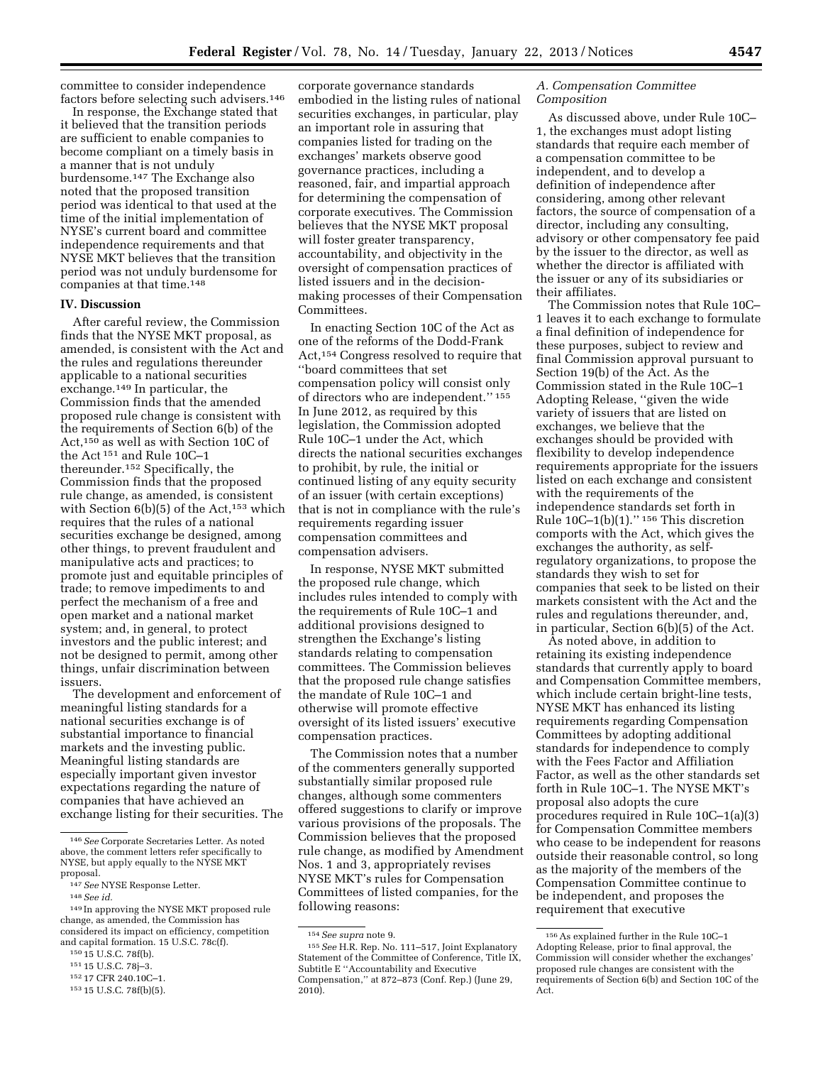committee to consider independence factors before selecting such advisers.[146]

In response, the Exchange stated that it believed that the transition periods are sufficient to enable companies to become compliant on a timely basis in a manner that is not unduly burdensome.[147] The Exchange also noted that the proposed transition period was identical to that used at the time of the initial implementation of NYSE's current board and committee independence requirements and that NYSE MKT believes that the transition period was not unduly burdensome for companies at that time.[148]

## IV. Discussion

After careful review, the Commission finds that the NYSE MKT proposal, as amended, is consistent with the Act and the rules and regulations thereunder applicable to a national securities exchange.[149] In particular, the Commission finds that the amended proposed rule change is consistent with the requirements of Section 6(b) of the Act,[150] as well as with Section 10C of the Act[151] and Rule 10C–1 thereunder.[152] Specifically, the Commission finds that the proposed rule change, as amended, is consistent with Section 6(b)(5) of the Act,[153] which requires that the rules of a national securities exchange be designed, among other things, to prevent fraudulent and manipulative acts and practices; to promote just and equitable principles of trade; to remove impediments to and perfect the mechanism of a free and open market and a national market system; and, in general, to protect investors and the public interest; and not be designed to permit, among other things, unfair discrimination between issuers.

The development and enforcement of meaningful listing standards for a national securities exchange is of substantial importance to financial markets and the investing public. Meaningful listing standards are especially important given investor expectations regarding the nature of companies that have achieved an exchange listing for their securities. The corporate governance standards embodied in the listing rules of national securities exchanges, in particular, play an important role in assuring that companies listed for trading on the exchanges' markets observe good governance practices, including a reasoned, fair, and impartial approach for determining the compensation of corporate executives. The Commission believes that the NYSE MKT proposal will foster greater transparency, accountability, and objectivity in the oversight of compensation practices of listed issuers and in the decision-making processes of their Compensation Committees.

In enacting Section 10C of the Act as one of the reforms of the Dodd-Frank Act,[154] Congress resolved to require that ''board committees that set compensation policy will consist only of directors who are independent.''[155] In June 2012, as required by this legislation, the Commission adopted Rule 10C–1 under the Act, which directs the national securities exchanges to prohibit, by rule, the initial or continued listing of any equity security of an issuer (with certain exceptions) that is not in compliance with the rule's requirements regarding issuer compensation committees and compensation advisers.

In response, NYSE MKT submitted the proposed rule change, which includes rules intended to comply with the requirements of Rule 10C–1 and additional provisions designed to strengthen the Exchange's listing standards relating to compensation committees. The Commission believes that the proposed rule change satisfies the mandate of Rule 10C–1 and otherwise will promote effective oversight of its listed issuers' executive compensation practices.

The Commission notes that a number of the commenters generally supported substantially similar proposed rule changes, although some commenters offered suggestions to clarify or improve various provisions of the proposals. The Commission believes that the proposed rule change, as modified by Amendment Nos. 1 and 3, appropriately revises NYSE MKT's rules for Compensation Committees of listed companies, for the following reasons:

### *A. Compensation Committee Composition*

As discussed above, under Rule 10C–1, the exchanges must adopt listing standards that require each member of a compensation committee to be independent, and to develop a definition of independence after considering, among other relevant factors, the source of compensation of a director, including any consulting, advisory or other compensatory fee paid by the issuer to the director, as well as whether the director is affiliated with the issuer or any of its subsidiaries or their affiliates.

The Commission notes that Rule 10C–1 leaves it to each exchange to formulate a final definition of independence for these purposes, subject to review and final Commission approval pursuant to Section 19(b) of the Act. As the Commission stated in the Rule 10C–1 Adopting Release, ''given the wide variety of issuers that are listed on exchanges, we believe that the exchanges should be provided with flexibility to develop independence requirements appropriate for the issuers listed on each exchange and consistent with the requirements of the independence standards set forth in Rule 10C–1(b)(1).''[156] This discretion comports with the Act, which gives the exchanges the authority, as self-regulatory organizations, to propose the standards they wish to set for companies that seek to be listed on their markets consistent with the Act and the rules and regulations thereunder, and, in particular, Section 6(b)(5) of the Act.

As noted above, in addition to retaining its existing independence standards that currently apply to board and Compensation Committee members, which include certain bright-line tests, NYSE MKT has enhanced its listing requirements regarding Compensation Committees by adopting additional standards for independence to comply with the Fees Factor and Affiliation Factor, as well as the other standards set forth in Rule 10C–1. The NYSE MKT's proposal also adopts the cure procedures required in Rule 10C–1(a)(3) for Compensation Committee members who cease to be independent for reasons outside their reasonable control, so long as the majority of the members of the Compensation Committee continue to be independent, and proposes the requirement that executive

---

[146] *See* Corporate Secretaries Letter. As noted above, the comment letters refer specifically to NYSE, but apply equally to the NYSE MKT proposal.

[147] *See* NYSE Response Letter.

[148] *See id.*

[149] In approving the NYSE MKT proposed rule change, as amended, the Commission has considered its impact on efficiency, competition and capital formation. 15 U.S.C. 78c(f).

[150] 15 U.S.C. 78f(b).

[151] 15 U.S.C. 78j–3.

[152] 17 CFR 240.10C–1.

[153] 15 U.S.C. 78f(b)(5).

[154] *See supra* note 9.

[155] *See* H.R. Rep. No. 111–517, Joint Explanatory Statement of the Committee of Conference, Title IX, Subtitle E ''Accountability and Executive Compensation,'' at 872–873 (Conf. Rep.) (June 29, 2010).

[156] As explained further in the Rule 10C–1 Adopting Release, prior to final approval, the Commission will consider whether the exchanges' proposed rule changes are consistent with the requirements of Section 6(b) and Section 10C of the Act.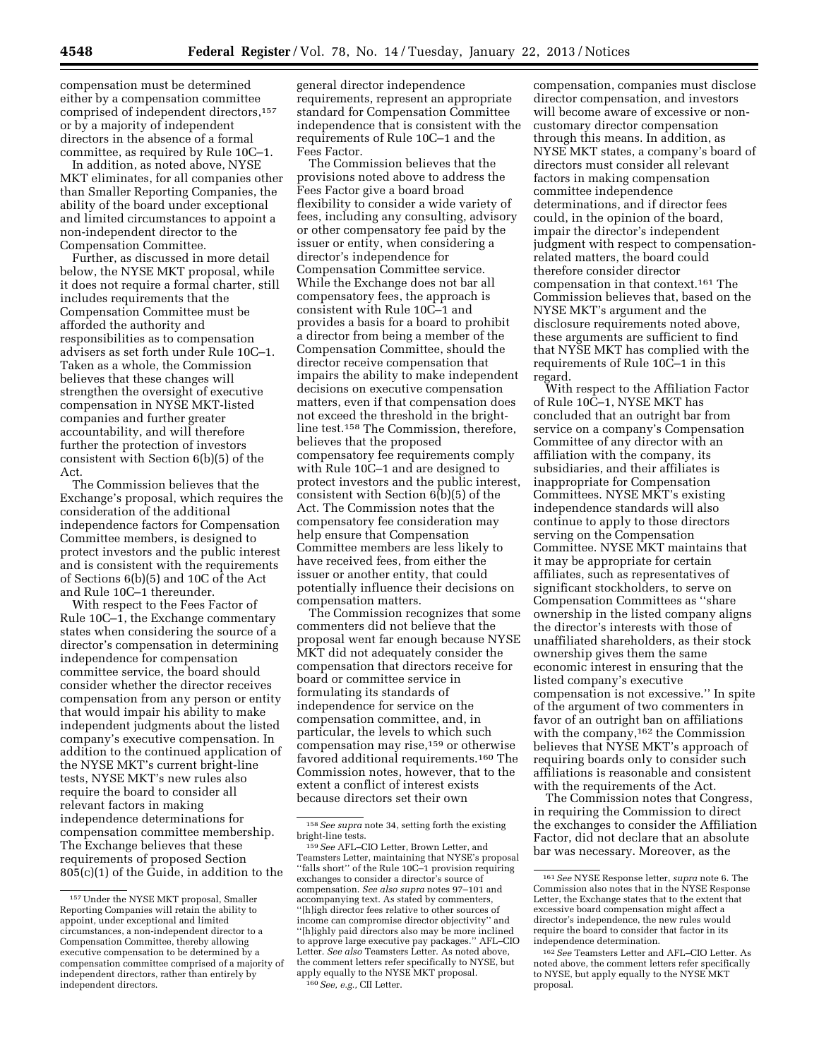compensation must be determined either by a compensation committee comprised of independent directors,[157] or by a majority of independent directors in the absence of a formal committee, as required by Rule 10C–1.

In addition, as noted above, NYSE MKT eliminates, for all companies other than Smaller Reporting Companies, the ability of the board under exceptional and limited circumstances to appoint a non-independent director to the Compensation Committee.

Further, as discussed in more detail below, the NYSE MKT proposal, while it does not require a formal charter, still includes requirements that the Compensation Committee must be afforded the authority and responsibilities as to compensation advisers as set forth under Rule 10C–1. Taken as a whole, the Commission believes that these changes will strengthen the oversight of executive compensation in NYSE MKT-listed companies and further greater accountability, and will therefore further the protection of investors consistent with Section 6(b)(5) of the Act.

The Commission believes that the Exchange's proposal, which requires the consideration of the additional independence factors for Compensation Committee members, is designed to protect investors and the public interest and is consistent with the requirements of Sections 6(b)(5) and 10C of the Act and Rule 10C–1 thereunder.

With respect to the Fees Factor of Rule 10C–1, the Exchange commentary states when considering the source of a director's compensation in determining independence for compensation committee service, the board should consider whether the director receives compensation from any person or entity that would impair his ability to make independent judgments about the listed company's executive compensation. In addition to the continued application of the NYSE MKT's current bright-line tests, NYSE MKT's new rules also require the board to consider all relevant factors in making independence determinations for compensation committee membership. The Exchange believes that these requirements of proposed Section 805(c)(1) of the Guide, in addition to the general director independence requirements, represent an appropriate standard for Compensation Committee independence that is consistent with the requirements of Rule 10C–1 and the Fees Factor.

The Commission believes that the provisions noted above to address the Fees Factor give a board broad flexibility to consider a wide variety of fees, including any consulting, advisory or other compensatory fee paid by the issuer or entity, when considering a director's independence for Compensation Committee service. While the Exchange does not bar all compensatory fees, the approach is consistent with Rule 10C–1 and provides a basis for a board to prohibit a director from being a member of the Compensation Committee, should the director receive compensation that impairs the ability to make independent decisions on executive compensation matters, even if that compensation does not exceed the threshold in the bright-line test.[158] The Commission, therefore, believes that the proposed compensatory fee requirements comply with Rule 10C–1 and are designed to protect investors and the public interest, consistent with Section 6(b)(5) of the Act. The Commission notes that the compensatory fee consideration may help ensure that Compensation Committee members are less likely to have received fees, from either the issuer or another entity, that could potentially influence their decisions on compensation matters.

The Commission recognizes that some commenters did not believe that the proposal went far enough because NYSE MKT did not adequately consider the compensation that directors receive for board or committee service in formulating its standards of independence for service on the compensation committee, and, in particular, the levels to which such compensation may rise,[159] or otherwise favored additional requirements.[160] The Commission notes, however, that to the extent a conflict of interest exists because directors set their own compensation, companies must disclose director compensation, and investors will become aware of excessive or non-customary director compensation through this means. In addition, as NYSE MKT states, a company's board of directors must consider all relevant factors in making compensation committee independence determinations, and if director fees could, in the opinion of the board, impair the director's independent judgment with respect to compensation-related matters, the board could therefore consider director compensation in that context.[161] The Commission believes that, based on the NYSE MKT's argument and the disclosure requirements noted above, these arguments are sufficient to find that NYSE MKT has complied with the requirements of Rule 10C–1 in this regard.

With respect to the Affiliation Factor of Rule 10C–1, NYSE MKT has concluded that an outright bar from service on a company's Compensation Committee of any director with an affiliation with the company, its subsidiaries, and their affiliates is inappropriate for Compensation Committees. NYSE MKT's existing independence standards will also continue to apply to those directors serving on the Compensation Committee. NYSE MKT maintains that it may be appropriate for certain affiliates, such as representatives of significant stockholders, to serve on Compensation Committees as "share ownership in the listed company aligns the director's interests with those of unaffiliated shareholders, as their stock ownership gives them the same economic interest in ensuring that the listed company's executive compensation is not excessive." In spite of the argument of two commenters in favor of an outright ban on affiliations with the company,[162] the Commission believes that NYSE MKT's approach of requiring boards only to consider such affiliations is reasonable and consistent with the requirements of the Act.

The Commission notes that Congress, in requiring the Commission to direct the exchanges to consider the Affiliation Factor, did not declare that an absolute bar was necessary. Moreover, as the

---

[157] Under the NYSE MKT proposal, Smaller Reporting Companies will retain the ability to appoint, under exceptional and limited circumstances, a non-independent director to a Compensation Committee, thereby allowing executive compensation to be determined by a compensation committee comprised of a majority of independent directors, rather than entirely by independent directors.

[158] *See supra* note 34, setting forth the existing bright-line tests.

[159] *See* AFL–CIO Letter, Brown Letter, and Teamsters Letter, maintaining that NYSE's proposal "falls short" of the Rule 10C–1 provision requiring exchanges to consider a director's source of compensation. *See also supra* notes 97–101 and accompanying text. As stated by commenters, "[h]igh director fees relative to other sources of income can compromise director objectivity" and "[h]ighly paid directors also may be more inclined to approve large executive pay packages." AFL–CIO Letter. *See also* Teamsters Letter. As noted above, the comment letters refer specifically to NYSE, but apply equally to the NYSE MKT proposal.

[160] *See, e.g.,* CII Letter.

[161] *See* NYSE Response letter, *supra* note 6. The Commission also notes that in the NYSE Response Letter, the Exchange states that to the extent that excessive board compensation might affect a director's independence, the new rules would require the board to consider that factor in its independence determination.

[162] *See* Teamsters Letter and AFL–CIO Letter. As noted above, the comment letters refer specifically to NYSE, but apply equally to the NYSE MKT proposal.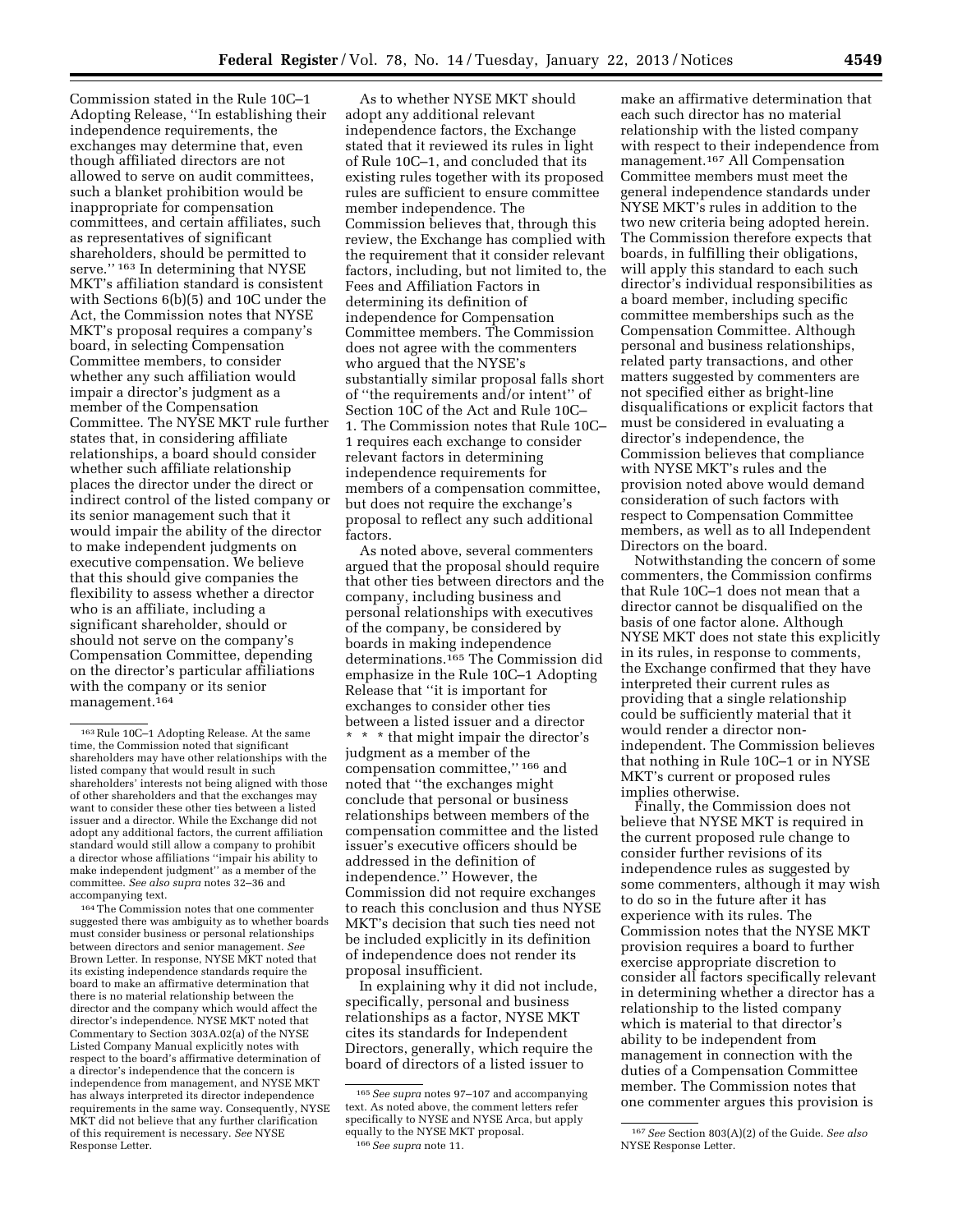Commission stated in the Rule 10C–1 Adopting Release, ''In establishing their independence requirements, the exchanges may determine that, even though affiliated directors are not allowed to serve on audit committees, such a blanket prohibition would be inappropriate for compensation committees, and certain affiliates, such as representatives of significant shareholders, should be permitted to serve.'' [163] In determining that NYSE MKT's affiliation standard is consistent with Sections 6(b)(5) and 10C under the Act, the Commission notes that NYSE MKT's proposal requires a company's board, in selecting Compensation Committee members, to consider whether any such affiliation would impair a director's judgment as a member of the Compensation Committee. The NYSE MKT rule further states that, in considering affiliate relationships, a board should consider whether such affiliate relationship places the director under the direct or indirect control of the listed company or its senior management such that it would impair the ability of the director to make independent judgments on executive compensation. We believe that this should give companies the flexibility to assess whether a director who is an affiliate, including a significant shareholder, should or should not serve on the company's Compensation Committee, depending on the director's particular affiliations with the company or its senior management.[164]

As to whether NYSE MKT should adopt any additional relevant independence factors, the Exchange stated that it reviewed its rules in light of Rule 10C–1, and concluded that its existing rules together with its proposed rules are sufficient to ensure committee member independence. The Commission believes that, through this review, the Exchange has complied with the requirement that it consider relevant factors, including, but not limited to, the Fees and Affiliation Factors in determining its definition of independence for Compensation Committee members. The Commission does not agree with the commenters who argued that the NYSE's substantially similar proposal falls short of ''the requirements and/or intent'' of Section 10C of the Act and Rule 10C–1. The Commission notes that Rule 10C–1 requires each exchange to consider relevant factors in determining independence requirements for members of a compensation committee, but does not require the exchange's proposal to reflect any such additional factors.

As noted above, several commenters argued that the proposal should require that other ties between directors and the company, including business and personal relationships with executives of the company, be considered by boards in making independence determinations.[165] The Commission did emphasize in the Rule 10C–1 Adopting Release that ''it is important for exchanges to consider other ties between a listed issuer and a director * * * that might impair the director's judgment as a member of the compensation committee,'' [166] and noted that ''the exchanges might conclude that personal or business relationships between members of the compensation committee and the listed issuer's executive officers should be addressed in the definition of independence.'' However, the Commission did not require exchanges to reach this conclusion and thus NYSE MKT's decision that such ties need not be included explicitly in its definition of independence does not render its proposal insufficient.

In explaining why it did not include, specifically, personal and business relationships as a factor, NYSE MKT cites its standards for Independent Directors, generally, which require the board of directors of a listed issuer to make an affirmative determination that each such director has no material relationship with the listed company with respect to their independence from management.[167] All Compensation Committee members must meet the general independence standards under NYSE MKT's rules in addition to the two new criteria being adopted herein. The Commission therefore expects that boards, in fulfilling their obligations, will apply this standard to each such director's individual responsibilities as a board member, including specific committee memberships such as the Compensation Committee. Although personal and business relationships, related party transactions, and other matters suggested by commenters are not specified either as bright-line disqualifications or explicit factors that must be considered in evaluating a director's independence, the Commission believes that compliance with NYSE MKT's rules and the provision noted above would demand consideration of such factors with respect to Compensation Committee members, as well as to all Independent Directors on the board.

Notwithstanding the concern of some commenters, the Commission confirms that Rule 10C–1 does not mean that a director cannot be disqualified on the basis of one factor alone. Although NYSE MKT does not state this explicitly in its rules, in response to comments, the Exchange confirmed that they have interpreted their current rules as providing that a single relationship could be sufficiently material that it would render a director non-independent. The Commission believes that nothing in Rule 10C–1 or in NYSE MKT's current or proposed rules implies otherwise.

Finally, the Commission does not believe that NYSE MKT is required in the current proposed rule change to consider further revisions of its independence rules as suggested by some commenters, although it may wish to do so in the future after it has experience with its rules. The Commission notes that the NYSE MKT provision requires a board to further exercise appropriate discretion to consider all factors specifically relevant in determining whether a director has a relationship to the listed company which is material to that director's ability to be independent from management in connection with the duties of a Compensation Committee member. The Commission notes that one commenter argues this provision is

---

[163] Rule 10C–1 Adopting Release. At the same time, the Commission noted that significant shareholders may have other relationships with the listed company that would result in such shareholders' interests not being aligned with those of other shareholders and that the exchanges may want to consider these other ties between a listed issuer and a director. While the Exchange did not adopt any additional factors, the current affiliation standard would still allow a company to prohibit a director whose affiliations ''impair his ability to make independent judgment'' as a member of the committee. *See also supra* notes 32–36 and accompanying text.

[164] The Commission notes that one commenter suggested there was ambiguity as to whether boards must consider business or personal relationships between directors and senior management. *See* Brown Letter. In response, NYSE MKT noted that its existing independence standards require the board to make an affirmative determination that there is no material relationship between the director and the company which would affect the director's independence. NYSE MKT noted that Commentary to Section 303A.02(a) of the NYSE Listed Company Manual explicitly notes with respect to the board's affirmative determination of a director's independence that the concern is independence from management, and NYSE MKT has always interpreted its director independence requirements in the same way. Consequently, NYSE MKT did not believe that any further clarification of this requirement is necessary. *See* NYSE Response Letter.

[165] *See supra* notes 97–107 and accompanying text. As noted above, the comment letters refer specifically to NYSE and NYSE Arca, but apply equally to the NYSE MKT proposal.

[166] *See supra* note 11.

[167] *See* Section 803(A)(2) of the Guide. *See also* NYSE Response Letter.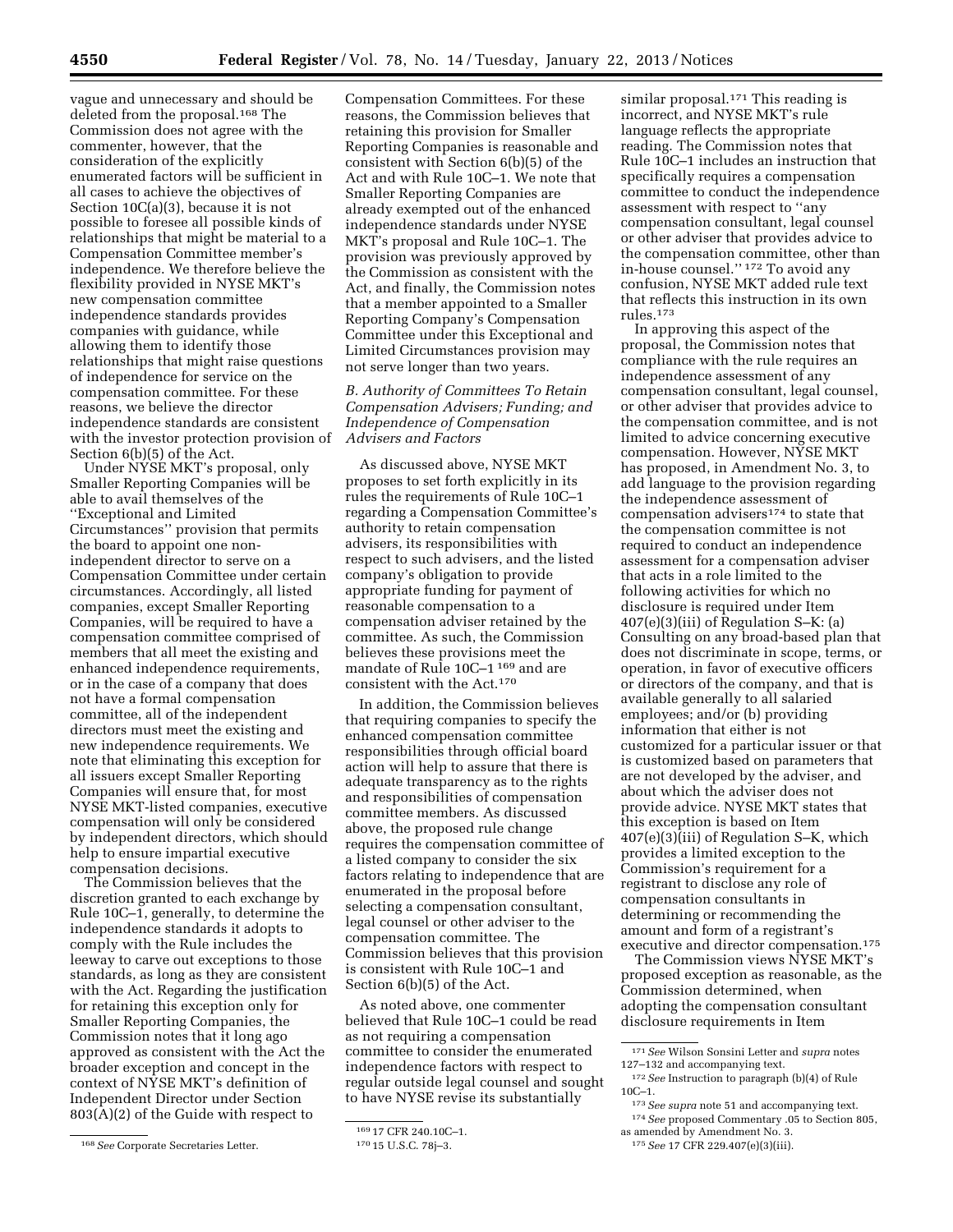vague and unnecessary and should be deleted from the proposal.[168] The Commission does not agree with the commenter, however, that the consideration of the explicitly enumerated factors will be sufficient in all cases to achieve the objectives of Section 10C(a)(3), because it is not possible to foresee all possible kinds of relationships that might be material to a Compensation Committee member's independence. We therefore believe the flexibility provided in NYSE MKT's new compensation committee independence standards provides companies with guidance, while allowing them to identify those relationships that might raise questions of independence for service on the compensation committee. For these reasons, we believe the director independence standards are consistent with the investor protection provision of Section 6(b)(5) of the Act.

Under NYSE MKT's proposal, only Smaller Reporting Companies will be able to avail themselves of the "Exceptional and Limited Circumstances" provision that permits the board to appoint one non-independent director to serve on a Compensation Committee under certain circumstances. Accordingly, all listed companies, except Smaller Reporting Companies, will be required to have a compensation committee comprised of members that all meet the existing and enhanced independence requirements, or in the case of a company that does not have a formal compensation committee, all of the independent directors must meet the existing and new independence requirements. We note that eliminating this exception for all issuers except Smaller Reporting Companies will ensure that, for most NYSE MKT-listed companies, executive compensation will only be considered by independent directors, which should help to ensure impartial executive compensation decisions.

The Commission believes that the discretion granted to each exchange by Rule 10C–1, generally, to determine the independence standards it adopts to comply with the Rule includes the leeway to carve out exceptions to those standards, as long as they are consistent with the Act. Regarding the justification for retaining this exception only for Smaller Reporting Companies, the Commission notes that it long ago approved as consistent with the Act the broader exception and concept in the context of NYSE MKT's definition of Independent Director under Section 803(A)(2) of the Guide with respect to Compensation Committees. For these reasons, the Commission believes that retaining this provision for Smaller Reporting Companies is reasonable and consistent with Section 6(b)(5) of the Act and with Rule 10C–1. We note that Smaller Reporting Companies are already exempted out of the enhanced independence standards under NYSE MKT's proposal and Rule 10C–1. The provision was previously approved by the Commission as consistent with the Act, and finally, the Commission notes that a member appointed to a Smaller Reporting Company's Compensation Committee under this Exceptional and Limited Circumstances provision may not serve longer than two years.

### *B. Authority of Committees To Retain Compensation Advisers; Funding; and Independence of Compensation Advisers and Factors*

As discussed above, NYSE MKT proposes to set forth explicitly in its rules the requirements of Rule 10C–1 regarding a Compensation Committee's authority to retain compensation advisers, its responsibilities with respect to such advisers, and the listed company's obligation to provide appropriate funding for payment of reasonable compensation to a compensation adviser retained by the committee. As such, the Commission believes these provisions meet the mandate of Rule 10C–1[169] and are consistent with the Act.[170]

In addition, the Commission believes that requiring companies to specify the enhanced compensation committee responsibilities through official board action will help to assure that there is adequate transparency as to the rights and responsibilities of compensation committee members. As discussed above, the proposed rule change requires the compensation committee of a listed company to consider the six factors relating to independence that are enumerated in the proposal before selecting a compensation consultant, legal counsel or other adviser to the compensation committee. The Commission believes that this provision is consistent with Rule 10C–1 and Section 6(b)(5) of the Act.

As noted above, one commenter believed that Rule 10C–1 could be read as not requiring a compensation committee to consider the enumerated independence factors with respect to regular outside legal counsel and sought to have NYSE revise its substantially similar proposal.[171] This reading is incorrect, and NYSE MKT's rule language reflects the appropriate reading. The Commission notes that Rule 10C–1 includes an instruction that specifically requires a compensation committee to conduct the independence assessment with respect to "any compensation consultant, legal counsel or other adviser that provides advice to the compensation committee, other than in-house counsel."[172] To avoid any confusion, NYSE MKT added rule text that reflects this instruction in its own rules.[173]

In approving this aspect of the proposal, the Commission notes that compliance with the rule requires an independence assessment of any compensation consultant, legal counsel, or other adviser that provides advice to the compensation committee, and is not limited to advice concerning executive compensation. However, NYSE MKT has proposed, in Amendment No. 3, to add language to the provision regarding the independence assessment of compensation advisers[174] to state that the compensation committee is not required to conduct an independence assessment for a compensation adviser that acts in a role limited to the following activities for which no disclosure is required under Item 407(e)(3)(iii) of Regulation S–K: (a) Consulting on any broad-based plan that does not discriminate in scope, terms, or operation, in favor of executive officers or directors of the company, and that is available generally to all salaried employees; and/or (b) providing information that either is not customized for a particular issuer or that is customized based on parameters that are not developed by the adviser, and about which the adviser does not provide advice. NYSE MKT states that this exception is based on Item 407(e)(3)(iii) of Regulation S–K, which provides a limited exception to the Commission's requirement for a registrant to disclose any role of compensation consultants in determining or recommending the amount and form of a registrant's executive and director compensation.[175]

The Commission views NYSE MKT's proposed exception as reasonable, as the Commission determined, when adopting the compensation consultant disclosure requirements in Item

---

[168] *See* Corporate Secretaries Letter.

[169] 17 CFR 240.10C–1.

[170] 15 U.S.C. 78j–3.

[171] *See* Wilson Sonsini Letter and *supra* notes 127–132 and accompanying text.

[172] *See* Instruction to paragraph (b)(4) of Rule 10C–1.

[173] *See supra* note 51 and accompanying text.

[174] *See* proposed Commentary .05 to Section 805, as amended by Amendment No. 3.

[175] *See* 17 CFR 229.407(e)(3)(iii).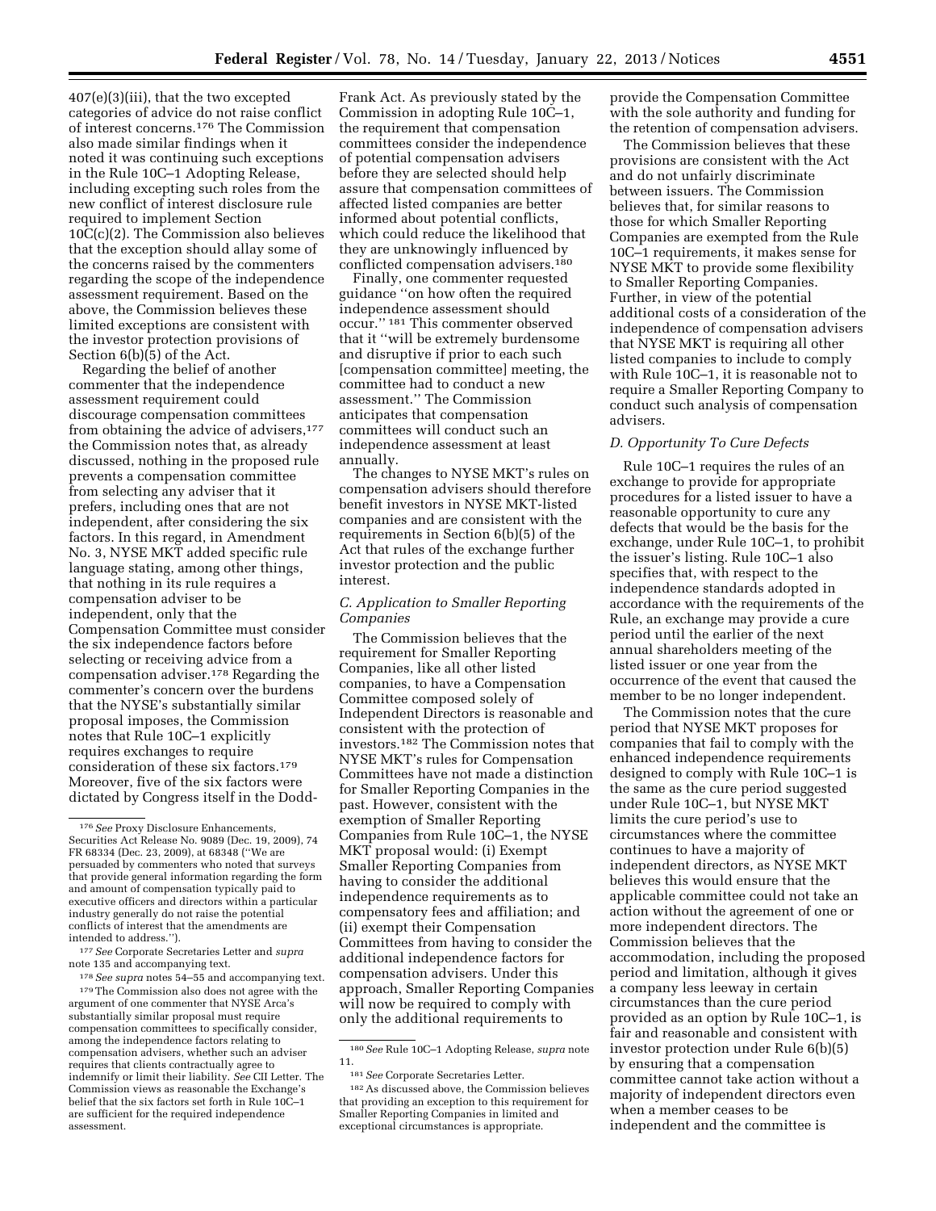407(e)(3)(iii), that the two excepted categories of advice do not raise conflict of interest concerns.[176] The Commission also made similar findings when it noted it was continuing such exceptions in the Rule 10C–1 Adopting Release, including excepting such roles from the new conflict of interest disclosure rule required to implement Section 10C(c)(2). The Commission also believes that the exception should allay some of the concerns raised by the commenters regarding the scope of the independence assessment requirement. Based on the above, the Commission believes these limited exceptions are consistent with the investor protection provisions of Section 6(b)(5) of the Act.

Regarding the belief of another commenter that the independence assessment requirement could discourage compensation committees from obtaining the advice of advisers,[177] the Commission notes that, as already discussed, nothing in the proposed rule prevents a compensation committee from selecting any adviser that it prefers, including ones that are not independent, after considering the six factors. In this regard, in Amendment No. 3, NYSE MKT added specific rule language stating, among other things, that nothing in its rule requires a compensation adviser to be independent, only that the Compensation Committee must consider the six independence factors before selecting or receiving advice from a compensation adviser.[178] Regarding the commenter's concern over the burdens that the NYSE's substantially similar proposal imposes, the Commission notes that Rule 10C–1 explicitly requires exchanges to require consideration of these six factors.[179] Moreover, five of the six factors were dictated by Congress itself in the Dodd-Frank Act. As previously stated by the Commission in adopting Rule 10C–1, the requirement that compensation committees consider the independence of potential compensation advisers before they are selected should help assure that compensation committees of affected listed companies are better informed about potential conflicts, which could reduce the likelihood that they are unknowingly influenced by conflicted compensation advisers.[180]

Finally, one commenter requested guidance ''on how often the required independence assessment should occur.'' [181] This commenter observed that it ''will be extremely burdensome and disruptive if prior to each such [compensation committee] meeting, the committee had to conduct a new assessment.'' The Commission anticipates that compensation committees will conduct such an independence assessment at least annually.

The changes to NYSE MKT's rules on compensation advisers should therefore benefit investors in NYSE MKT-listed companies and are consistent with the requirements in Section 6(b)(5) of the Act that rules of the exchange further investor protection and the public interest.

### C. Application to Smaller Reporting Companies

The Commission believes that the requirement for Smaller Reporting Companies, like all other listed companies, to have a Compensation Committee composed solely of Independent Directors is reasonable and consistent with the protection of investors.[182] The Commission notes that NYSE MKT's rules for Compensation Committees have not made a distinction for Smaller Reporting Companies in the past. However, consistent with the exemption of Smaller Reporting Companies from Rule 10C–1, the NYSE MKT proposal would: (i) Exempt Smaller Reporting Companies from having to consider the additional independence requirements as to compensatory fees and affiliation; and (ii) exempt their Compensation Committees from having to consider the additional independence factors for compensation advisers. Under this approach, Smaller Reporting Companies will now be required to comply with only the additional requirements to provide the Compensation Committee with the sole authority and funding for the retention of compensation advisers.

The Commission believes that these provisions are consistent with the Act and do not unfairly discriminate between issuers. The Commission believes that, for similar reasons to those for which Smaller Reporting Companies are exempted from the Rule 10C–1 requirements, it makes sense for NYSE MKT to provide some flexibility to Smaller Reporting Companies. Further, in view of the potential additional costs of a consideration of the independence of compensation advisers that NYSE MKT is requiring all other listed companies to include to comply with Rule 10C–1, it is reasonable not to require a Smaller Reporting Company to conduct such analysis of compensation advisers.

### D. Opportunity To Cure Defects

Rule 10C–1 requires the rules of an exchange to provide for appropriate procedures for a listed issuer to have a reasonable opportunity to cure any defects that would be the basis for the exchange, under Rule 10C–1, to prohibit the issuer's listing. Rule 10C–1 also specifies that, with respect to the independence standards adopted in accordance with the requirements of the Rule, an exchange may provide a cure period until the earlier of the next annual shareholders meeting of the listed issuer or one year from the occurrence of the event that caused the member to be no longer independent.

The Commission notes that the cure period that NYSE MKT proposes for companies that fail to comply with the enhanced independence requirements designed to comply with Rule 10C–1 is the same as the cure period suggested under Rule 10C–1, but NYSE MKT limits the cure period's use to circumstances where the committee continues to have a majority of independent directors, as NYSE MKT believes this would ensure that the applicable committee could not take an action without the agreement of one or more independent directors. The Commission believes that the accommodation, including the proposed period and limitation, although it gives a company less leeway in certain circumstances than the cure period provided as an option by Rule 10C–1, is fair and reasonable and consistent with investor protection under Rule 6(b)(5) by ensuring that a compensation committee cannot take action without a majority of independent directors even when a member ceases to be independent and the committee is

---

[176] *See* Proxy Disclosure Enhancements, Securities Act Release No. 9089 (Dec. 19, 2009), 74 FR 68334 (Dec. 23, 2009), at 68348 (''We are persuaded by commenters who noted that surveys that provide general information regarding the form and amount of compensation typically paid to executive officers and directors within a particular industry generally do not raise the potential conflicts of interest that the amendments are intended to address.'').

[177] *See* Corporate Secretaries Letter and *supra* note 135 and accompanying text.

[178] *See supra* notes 54–55 and accompanying text.

[179] The Commission also does not agree with the argument of one commenter that NYSE Arca's substantially similar proposal must require compensation committees to specifically consider, among the independence factors relating to compensation advisers, whether such an adviser requires that clients contractually agree to indemnify or limit their liability. *See* CII Letter. The Commission views as reasonable the Exchange's belief that the six factors set forth in Rule 10C–1 are sufficient for the required independence assessment.

[180] *See* Rule 10C–1 Adopting Release, *supra* note 11.

[181] *See* Corporate Secretaries Letter.

[182] As discussed above, the Commission believes that providing an exception to this requirement for Smaller Reporting Companies in limited and exceptional circumstances is appropriate.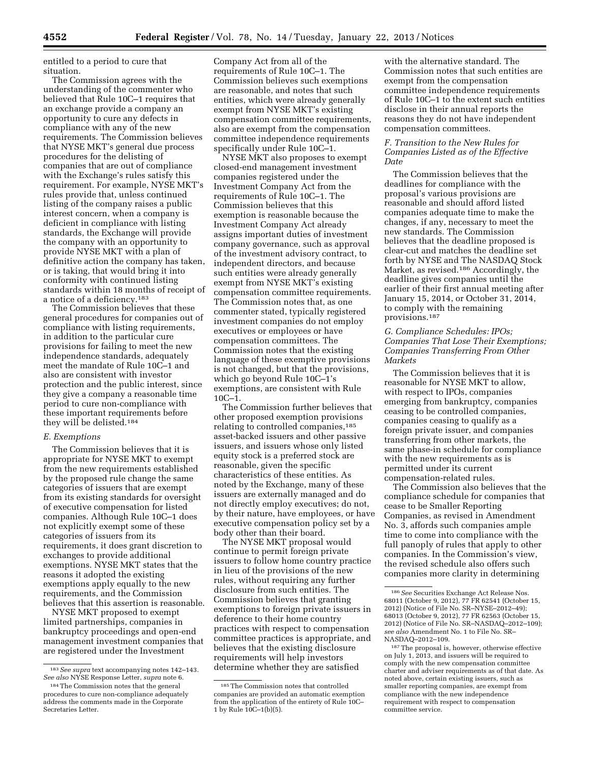entitled to a period to cure that situation.

The Commission agrees with the understanding of the commenter who believed that Rule 10C–1 requires that an exchange provide a company an opportunity to cure any defects in compliance with any of the new requirements. The Commission believes that NYSE MKT's general due process procedures for the delisting of companies that are out of compliance with the Exchange's rules satisfy this requirement. For example, NYSE MKT's rules provide that, unless continued listing of the company raises a public interest concern, when a company is deficient in compliance with listing standards, the Exchange will provide the company with an opportunity to provide NYSE MKT with a plan of definitive action the company has taken, or is taking, that would bring it into conformity with continued listing standards within 18 months of receipt of a notice of a deficiency.[183]

The Commission believes that these general procedures for companies out of compliance with listing requirements, in addition to the particular cure provisions for failing to meet the new independence standards, adequately meet the mandate of Rule 10C–1 and also are consistent with investor protection and the public interest, since they give a company a reasonable time period to cure non-compliance with these important requirements before they will be delisted.[184]

### E. Exemptions

The Commission believes that it is appropriate for NYSE MKT to exempt from the new requirements established by the proposed rule change the same categories of issuers that are exempt from its existing standards for oversight of executive compensation for listed companies. Although Rule 10C–1 does not explicitly exempt some of these categories of issuers from its requirements, it does grant discretion to exchanges to provide additional exemptions. NYSE MKT states that the reasons it adopted the existing exemptions apply equally to the new requirements, and the Commission believes that this assertion is reasonable.

NYSE MKT proposed to exempt limited partnerships, companies in bankruptcy proceedings and open-end management investment companies that are registered under the Investment Company Act from all of the requirements of Rule 10C–1. The Commission believes such exemptions are reasonable, and notes that such entities, which were already generally exempt from NYSE MKT's existing compensation committee requirements, also are exempt from the compensation committee independence requirements specifically under Rule 10C–1.

NYSE MKT also proposes to exempt closed-end management investment companies registered under the Investment Company Act from the requirements of Rule 10C–1. The Commission believes that this exemption is reasonable because the Investment Company Act already assigns important duties of investment company governance, such as approval of the investment advisory contract, to independent directors, and because such entities were already generally exempt from NYSE MKT's existing compensation committee requirements. The Commission notes that, as one commenter stated, typically registered investment companies do not employ executives or employees or have compensation committees. The Commission notes that the existing language of these exemptive provisions is not changed, but that the provisions, which go beyond Rule 10C–1's exemptions, are consistent with Rule 10C–1.

The Commission further believes that other proposed exemption provisions relating to controlled companies,[185] asset-backed issuers and other passive issuers, and issuers whose only listed equity stock is a preferred stock are reasonable, given the specific characteristics of these entities. As noted by the Exchange, many of these issuers are externally managed and do not directly employ executives; do not, by their nature, have employees, or have executive compensation policy set by a body other than their board.

The NYSE MKT proposal would continue to permit foreign private issuers to follow home country practice in lieu of the provisions of the new rules, without requiring any further disclosure from such entities. The Commission believes that granting exemptions to foreign private issuers in deference to their home country practices with respect to compensation committee practices is appropriate, and believes that the existing disclosure requirements will help investors determine whether they are satisfied with the alternative standard. The Commission notes that such entities are exempt from the compensation committee independence requirements of Rule 10C–1 to the extent such entities disclose in their annual reports the reasons they do not have independent compensation committees.

### F. Transition to the New Rules for Companies Listed as of the Effective Date

The Commission believes that the deadlines for compliance with the proposal's various provisions are reasonable and should afford listed companies adequate time to make the changes, if any, necessary to meet the new standards. The Commission believes that the deadline proposed is clear-cut and matches the deadline set forth by NYSE and The NASDAQ Stock Market, as revised.[186] Accordingly, the deadline gives companies until the earlier of their first annual meeting after January 15, 2014, or October 31, 2014, to comply with the remaining provisions.[187]

### G. Compliance Schedules: IPOs; Companies That Lose Their Exemptions; Companies Transferring From Other Markets

The Commission believes that it is reasonable for NYSE MKT to allow, with respect to IPOs, companies emerging from bankruptcy, companies ceasing to be controlled companies, companies ceasing to qualify as a foreign private issuer, and companies transferring from other markets, the same phase-in schedule for compliance with the new requirements as is permitted under its current compensation-related rules.

The Commission also believes that the compliance schedule for companies that cease to be Smaller Reporting Companies, as revised in Amendment No. 3, affords such companies ample time to come into compliance with the full panoply of rules that apply to other companies. In the Commission's view, the revised schedule also offers such companies more clarity in determining

---

[183] *See supra* text accompanying notes 142–143. *See also* NYSE Response Letter, *supra* note 6.

[184] The Commission notes that the general procedures to cure non-compliance adequately address the comments made in the Corporate Secretaries Letter.

[185] The Commission notes that controlled companies are provided an automatic exemption from the application of the entirety of Rule 10C–1 by Rule 10C–1(b)(5).

[186] *See* Securities Exchange Act Release Nos. 68011 (October 9, 2012), 77 FR 62541 (October 15, 2012) (Notice of File No. SR–NYSE–2012–49); 68013 (October 9, 2012), 77 FR 62563 (October 15, 2012) (Notice of File No. SR–NASDAQ–2012–109); *see also* Amendment No. 1 to File No. SR–NASDAQ–2012–109.

[187] The proposal is, however, otherwise effective on July 1, 2013, and issuers will be required to comply with the new compensation committee charter and adviser requirements as of that date. As noted above, certain existing issuers, such as smaller reporting companies, are exempt from compliance with the new independence requirement with respect to compensation committee service.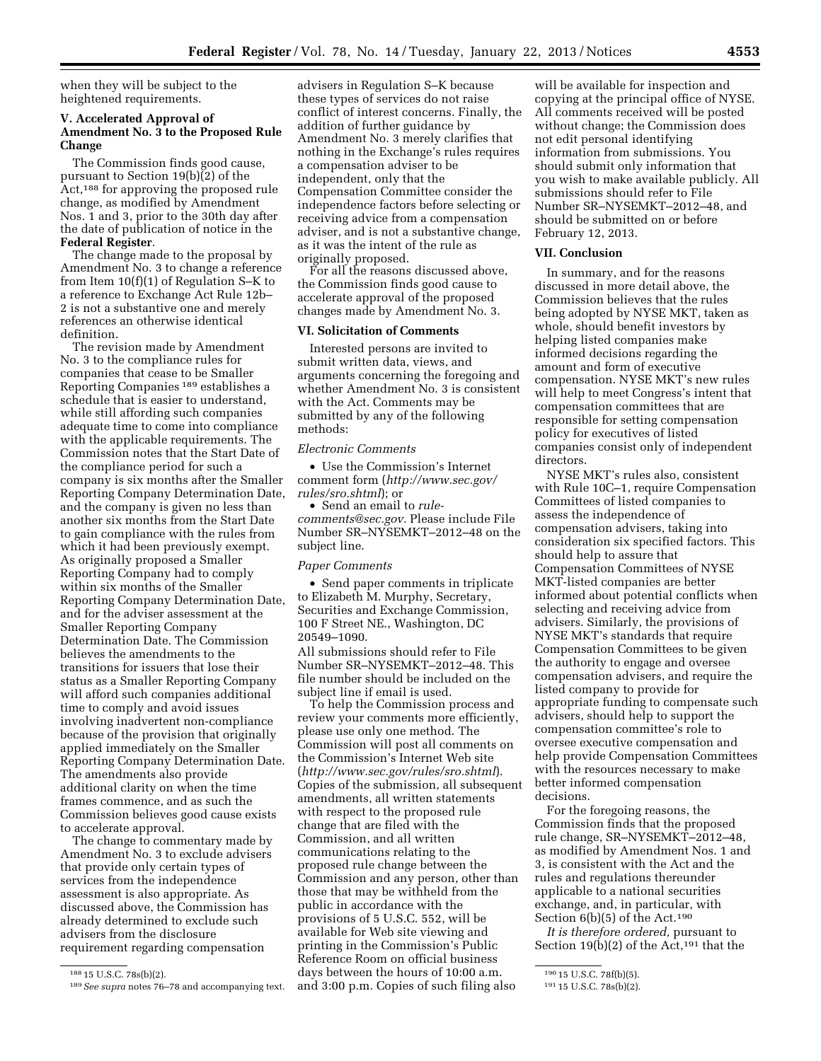when they will be subject to the heightened requirements.

## V. Accelerated Approval of Amendment No. 3 to the Proposed Rule Change

The Commission finds good cause, pursuant to Section 19(b)(2) of the Act,[188] for approving the proposed rule change, as modified by Amendment Nos. 1 and 3, prior to the 30th day after the date of publication of notice in the **Federal Register**.

The change made to the proposal by Amendment No. 3 to change a reference from Item 10(f)(1) of Regulation S–K to a reference to Exchange Act Rule 12b–2 is not a substantive one and merely references an otherwise identical definition.

The revision made by Amendment No. 3 to the compliance rules for companies that cease to be Smaller Reporting Companies[189] establishes a schedule that is easier to understand, while still affording such companies adequate time to come into compliance with the applicable requirements. The Commission notes that the Start Date of the compliance period for such a company is six months after the Smaller Reporting Company Determination Date, and the company is given no less than another six months from the Start Date to gain compliance with the rules from which it had been previously exempt. As originally proposed a Smaller Reporting Company had to comply within six months of the Smaller Reporting Company Determination Date, and for the adviser assessment at the Smaller Reporting Company Determination Date. The Commission believes the amendments to the transitions for issuers that lose their status as a Smaller Reporting Company will afford such companies additional time to comply and avoid issues involving inadvertent non-compliance because of the provision that originally applied immediately on the Smaller Reporting Company Determination Date. The amendments also provide additional clarity on when the time frames commence, and as such the Commission believes good cause exists to accelerate approval.

The change to commentary made by Amendment No. 3 to exclude advisers that provide only certain types of services from the independence assessment is also appropriate. As discussed above, the Commission has already determined to exclude such advisers from the disclosure requirement regarding compensation advisers in Regulation S–K because these types of services do not raise conflict of interest concerns. Finally, the addition of further guidance by Amendment No. 3 merely clarifies that nothing in the Exchange's rules requires a compensation adviser to be independent, only that the Compensation Committee consider the independence factors before selecting or receiving advice from a compensation adviser, and is not a substantive change, as it was the intent of the rule as originally proposed.

For all the reasons discussed above, the Commission finds good cause to accelerate approval of the proposed changes made by Amendment No. 3.

## VI. Solicitation of Comments

Interested persons are invited to submit written data, views, and arguments concerning the foregoing and whether Amendment No. 3 is consistent with the Act. Comments may be submitted by any of the following methods:

*Electronic Comments*

- Use the Commission's Internet comment form (*http://www.sec.gov/rules/sro.shtml*); or
- Send an email to *rule-comments@sec.gov*. Please include File Number SR–NYSEMKT–2012–48 on the subject line.

*Paper Comments*

- Send paper comments in triplicate to Elizabeth M. Murphy, Secretary, Securities and Exchange Commission, 100 F Street NE., Washington, DC 20549–1090.

All submissions should refer to File Number SR–NYSEMKT–2012–48. This file number should be included on the subject line if email is used.

To help the Commission process and review your comments more efficiently, please use only one method. The Commission will post all comments on the Commission's Internet Web site (*http://www.sec.gov/rules/sro.shtml*). Copies of the submission, all subsequent amendments, all written statements with respect to the proposed rule change that are filed with the Commission, and all written communications relating to the proposed rule change between the Commission and any person, other than those that may be withheld from the public in accordance with the provisions of 5 U.S.C. 552, will be available for Web site viewing and printing in the Commission's Public Reference Room on official business days between the hours of 10:00 a.m. and 3:00 p.m. Copies of such filing also will be available for inspection and copying at the principal office of NYSE. All comments received will be posted without change; the Commission does not edit personal identifying information from submissions. You should submit only information that you wish to make available publicly. All submissions should refer to File Number SR–NYSEMKT–2012–48, and should be submitted on or before February 12, 2013.

## VII. Conclusion

In summary, and for the reasons discussed in more detail above, the Commission believes that the rules being adopted by NYSE MKT, taken as whole, should benefit investors by helping listed companies make informed decisions regarding the amount and form of executive compensation. NYSE MKT's new rules will help to meet Congress's intent that compensation committees that are responsible for setting compensation policy for executives of listed companies consist only of independent directors.

NYSE MKT's rules also, consistent with Rule 10C–1, require Compensation Committees of listed companies to assess the independence of compensation advisers, taking into consideration six specified factors. This should help to assure that Compensation Committees of NYSE MKT-listed companies are better informed about potential conflicts when selecting and receiving advice from advisers. Similarly, the provisions of NYSE MKT's standards that require Compensation Committees to be given the authority to engage and oversee compensation advisers, and require the listed company to provide for appropriate funding to compensate such advisers, should help to support the compensation committee's role to oversee executive compensation and help provide Compensation Committees with the resources necessary to make better informed compensation decisions.

For the foregoing reasons, the Commission finds that the proposed rule change, SR–NYSEMKT–2012–48, as modified by Amendment Nos. 1 and 3, is consistent with the Act and the rules and regulations thereunder applicable to a national securities exchange, and, in particular, with Section 6(b)(5) of the Act.[190]

*It is therefore ordered,* pursuant to Section 19(b)(2) of the Act,[191] that the

---

[188] 15 U.S.C. 78s(b)(2).

[189] *See supra* notes 76–78 and accompanying text.

[190] 15 U.S.C. 78f(b)(5).

[191] 15 U.S.C. 78s(b)(2).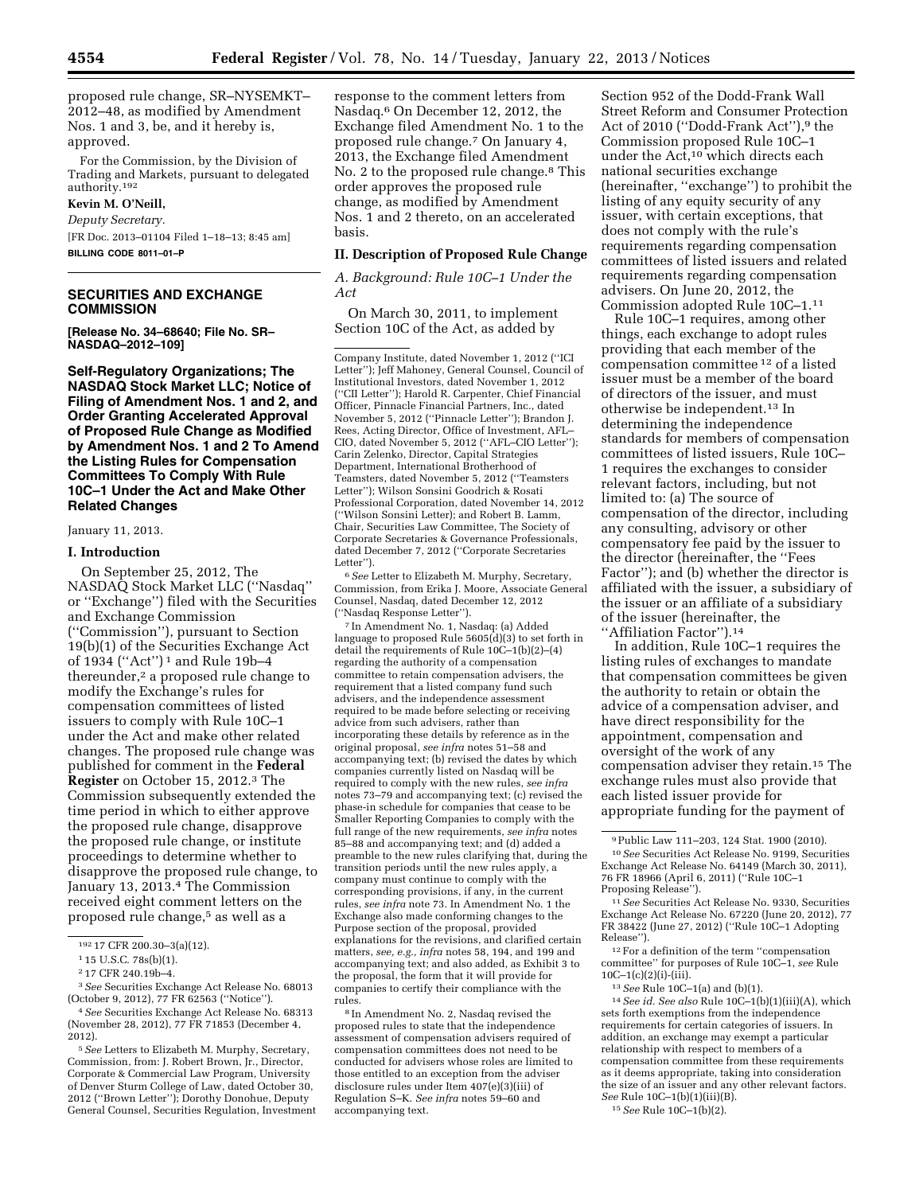proposed rule change, SR–NYSEMKT–2012–48, as modified by Amendment Nos. 1 and 3, be, and it hereby is, approved.

For the Commission, by the Division of Trading and Markets, pursuant to delegated authority.[192]

**Kevin M. O'Neill,**

*Deputy Secretary.*

[FR Doc. 2013–01104 Filed 1–18–13; 8:45 am]

**BILLING CODE 8011–01–P**

---

[192] 17 CFR 200.30–3(a)(12).

---

## SECURITIES AND EXCHANGE COMMISSION

**[Release No. 34–68640; File No. SR–NASDAQ–2012–109]**

## Self-Regulatory Organizations; The NASDAQ Stock Market LLC; Notice of Filing of Amendment Nos. 1 and 2, and Order Granting Accelerated Approval of Proposed Rule Change as Modified by Amendment Nos. 1 and 2 To Amend the Listing Rules for Compensation Committees To Comply With Rule 10C–1 Under the Act and Make Other Related Changes

January 11, 2013.

### I. Introduction

On September 25, 2012, The NASDAQ Stock Market LLC ("Nasdaq" or "Exchange") filed with the Securities and Exchange Commission ("Commission"), pursuant to Section 19(b)(1) of the Securities Exchange Act of 1934 ("Act")[1] and Rule 19b–4 thereunder,[2] a proposed rule change to modify the Exchange's rules for compensation committees of listed issuers to comply with Rule 10C–1 under the Act and make other related changes. The proposed rule change was published for comment in the **Federal Register** on October 15, 2012.[3] The Commission subsequently extended the time period in which to either approve the proposed rule change, disapprove the proposed rule change, or institute proceedings to determine whether to disapprove the proposed rule change, to January 13, 2013.[4] The Commission received eight comment letters on the proposed rule change,[5] as well as a response to the comment letters from Nasdaq.[6] On December 12, 2012, the Exchange filed Amendment No. 1 to the proposed rule change.[7] On January 4, 2013, the Exchange filed Amendment No. 2 to the proposed rule change.[8] This order approves the proposed rule change, as modified by Amendment Nos. 1 and 2 thereto, on an accelerated basis.

### II. Description of Proposed Rule Change

*A. Background: Rule 10C–1 Under the Act*

On March 30, 2011, to implement Section 10C of the Act, as added by Section 952 of the Dodd-Frank Wall Street Reform and Consumer Protection Act of 2010 ("Dodd-Frank Act"),[9] the Commission proposed Rule 10C–1 under the Act,[10] which directs each national securities exchange (hereinafter, "exchange") to prohibit the listing of any equity security of any issuer, with certain exceptions, that does not comply with the rule's requirements regarding compensation committees of listed issuers and related requirements regarding compensation advisers. On June 20, 2012, the Commission adopted Rule 10C–1.[11]

Rule 10C–1 requires, among other things, each exchange to adopt rules providing that each member of the compensation committee[12] of a listed issuer must be a member of the board of directors of the issuer, and must otherwise be independent.[13] In determining the independence standards for members of compensation committees of listed issuers, Rule 10C–1 requires the exchanges to consider relevant factors, including, but not limited to: (a) The source of compensation of the director, including any consulting, advisory or other compensatory fee paid by the issuer to the director (hereinafter, the "Fees Factor"); and (b) whether the director is affiliated with the issuer, a subsidiary of the issuer or an affiliate of a subsidiary of the issuer (hereinafter, the "Affiliation Factor").[14]

In addition, Rule 10C–1 requires the listing rules of exchanges to mandate that compensation committees be given the authority to retain or obtain the advice of a compensation adviser, and have direct responsibility for the appointment, compensation and oversight of the work of any compensation adviser they retain.[15] The exchange rules must also provide that each listed issuer provide for appropriate funding for the payment of

---

[1] 15 U.S.C. 78s(b)(1).

[2] 17 CFR 240.19b–4.

[3] *See* Securities Exchange Act Release No. 68013 (October 9, 2012), 77 FR 62563 ("Notice").

[4] *See* Securities Exchange Act Release No. 68313 (November 28, 2012), 77 FR 71853 (December 4, 2012).

[5] *See* Letters to Elizabeth M. Murphy, Secretary, Commission, from: J. Robert Brown, Jr., Director, Corporate & Commercial Law Program, University of Denver Sturm College of Law, dated October 30, 2012 ("Brown Letter"); Dorothy Donohue, Deputy General Counsel, Securities Regulation, Investment Company Institute, dated November 1, 2012 ("ICI Letter"); Jeff Mahoney, General Counsel, Council of Institutional Investors, dated November 1, 2012 ("CII Letter"); Harold R. Carpenter, Chief Financial Officer, Pinnacle Financial Partners, Inc., dated November 5, 2012 ("Pinnacle Letter"); Brandon J. Rees, Acting Director, Office of Investment, AFL–CIO, dated November 5, 2012 ("AFL–CIO Letter"); Carin Zelenko, Director, Capital Strategies Department, International Brotherhood of Teamsters, dated November 5, 2012 ("Teamsters Letter"); Wilson Sonsini Goodrich & Rosati Professional Corporation, dated November 14, 2012 ("Wilson Sonsini Letter); and Robert B. Lamm, Chair, Securities Law Committee, The Society of Corporate Secretaries & Governance Professionals, dated December 7, 2012 ("Corporate Secretaries Letter").

[6] *See* Letter to Elizabeth M. Murphy, Secretary, Commission, from Erika J. Moore, Associate General Counsel, Nasdaq, dated December 12, 2012 ("Nasdaq Response Letter").

[7] In Amendment No. 1, Nasdaq: (a) Added language to proposed Rule 5605(d)(3) to set forth in detail the requirements of Rule 10C–1(b)(2)–(4) regarding the authority of a compensation committee to retain compensation advisers, the requirement that a listed company fund such advisers, and the independence assessment required to be made before selecting or receiving advice from such advisers, rather than incorporating these details by reference as in the original proposal, *see infra* notes 51–58 and accompanying text; (b) revised the dates by which companies currently listed on Nasdaq will be required to comply with the new rules, *see infra* notes 73–79 and accompanying text; (c) revised the phase-in schedule for companies that cease to be Smaller Reporting Companies to comply with the full range of the new requirements, *see infra* notes 85–88 and accompanying text; and (d) added a preamble to the new rules clarifying that, during the transition periods until the new rules apply, a company must continue to comply with the corresponding provisions, if any, in the current rules, *see infra* note 73. In Amendment No. 1 the Exchange also made conforming changes to the Purpose section of the proposal, provided explanations for the revisions, and clarified certain matters, *see, e.g., infra* notes 58, 194, and 199 and accompanying text; and also added, as Exhibit 3 to the proposal, the form that it will provide for companies to certify their compliance with the rules.

[8] In Amendment No. 2, Nasdaq revised the proposed rules to state that the independence assessment of compensation advisers required of compensation committees does not need to be conducted for advisers whose roles are limited to those entitled to an exception from the adviser disclosure rules under Item 407(e)(3)(iii) of Regulation S–K. *See infra* notes 59–60 and accompanying text.

[9] Public Law 111–203, 124 Stat. 1900 (2010).

[10] *See* Securities Act Release No. 9199, Securities Exchange Act Release No. 64149 (March 30, 2011), 76 FR 18966 (April 6, 2011) ("Rule 10C–1 Proposing Release").

[11] *See* Securities Act Release No. 9330, Securities Exchange Act Release No. 67220 (June 20, 2012), 77 FR 38422 (June 27, 2012) ("Rule 10C–1 Adopting Release").

[12] For a definition of the term "compensation committee" for purposes of Rule 10C–1, *see* Rule 10C–1(c)(2)(i)-(iii).

[13] *See* Rule 10C–1(a) and (b)(1).

[14] *See id. See also* Rule 10C–1(b)(1)(iii)(A), which sets forth exemptions from the independence requirements for certain categories of issuers. In addition, an exchange may exempt a particular relationship with respect to members of a compensation committee from these requirements as it deems appropriate, taking into consideration the size of an issuer and any other relevant factors. *See* Rule 10C–1(b)(1)(iii)(B).

[15] *See* Rule 10C–1(b)(2).